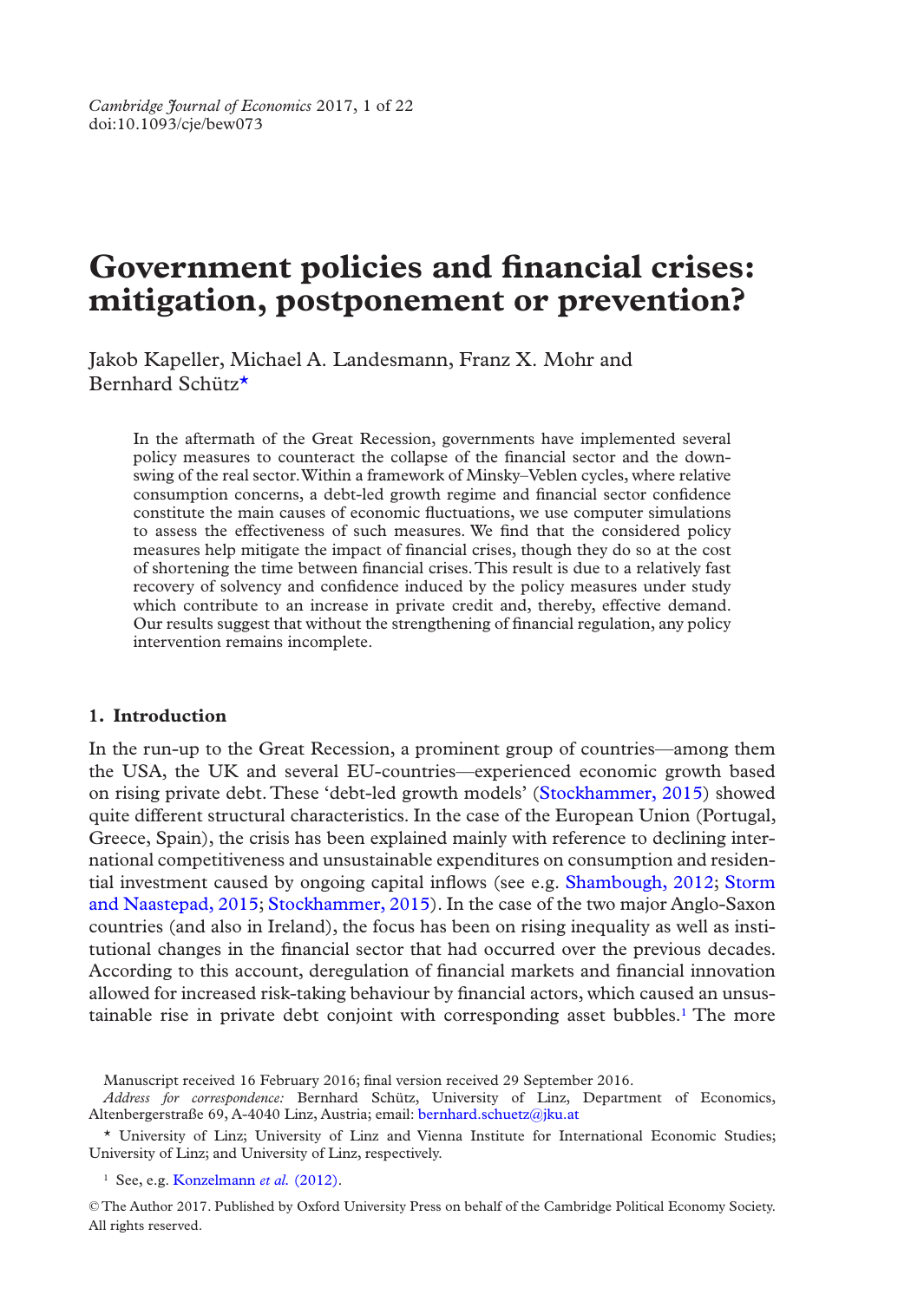# Government policies and financial crises: mitigation, postponement or prevention?

Jakob Kapeller, Michael A. Landesmann, Franz X. Mohr and Bernhard Schütz*

In the aftermath of the Great Recession, governments have implemented several policy measures to counteract the collapse of the financial sector and the downswing of the real sector. Within a framework of Minsky–Veblen cycles, where relative consumption concerns, a debt-led growth regime and financial sector confidence constitute the main causes of economic fluctuations, we use computer simulations to assess the effectiveness of such measures. We find that the considered policy measures help mitigate the impact of financial crises, though they do so at the cost of shortening the time between financial crises. This result is due to a relatively fast recovery of solvency and confidence induced by the policy measures under study which contribute to an increase in private credit and, thereby, effective demand. Our results suggest that without the strengthening of financial regulation, any policy intervention remains incomplete.

## 1. Introduction

In the run-up to the Great Recession, a prominent group of countries—among them the USA, the UK and several EU-countries—experienced economic growth based on rising private debt. These 'debt-led growth models' (Stockhammer, 2015) showed quite different structural characteristics. In the case of the European Union (Portugal, Greece, Spain), the crisis has been explained mainly with reference to declining international competitiveness and unsustainable expenditures on consumption and residential investment caused by ongoing capital inflows (see e.g. Shambough, 2012; Storm and Naastepad, 2015; Stockhammer, 2015). In the case of the two major Anglo-Saxon countries (and also in Ireland), the focus has been on rising inequality as well as institutional changes in the financial sector that had occurred over the previous decades. According to this account, deregulation of financial markets and financial innovation allowed for increased risk-taking behaviour by financial actors, which caused an unsustainable rise in private debt conjoint with corresponding asset bubbles.[1] The more

Manuscript received 16 February 2016; final version received 29 September 2016.

*Address for correspondence:* Bernhard Schütz, University of Linz, Department of Economics, Altenbergerstraße 69, A-4040 Linz, Austria; email: bernhard.schuetz@jku.at

* University of Linz; University of Linz and Vienna Institute for International Economic Studies; University of Linz; and University of Linz, respectively.

[1] See, e.g. Konzelmann *et al.* (2012).

© The Author 2017. Published by Oxford University Press on behalf of the Cambridge Political Economy Society. All rights reserved.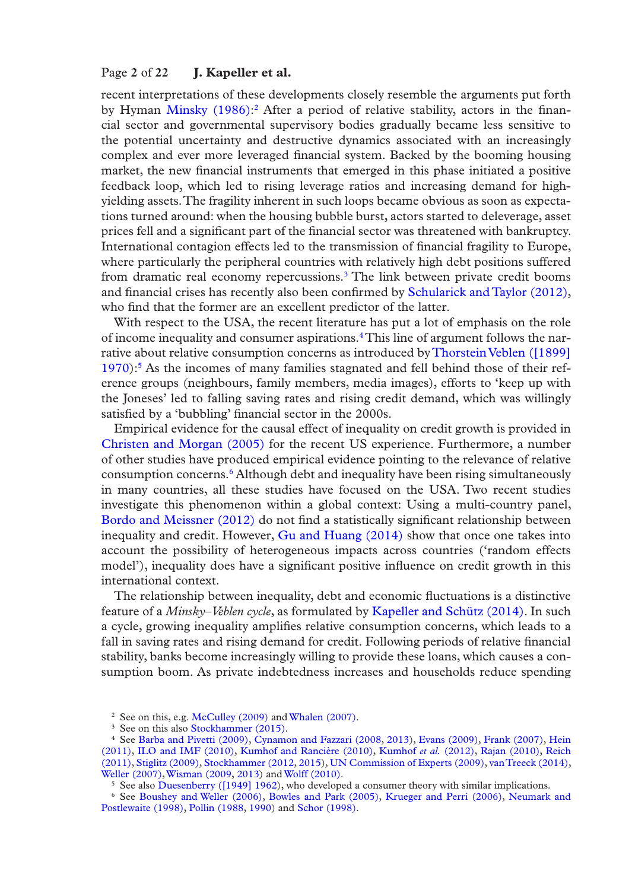recent interpretations of these developments closely resemble the arguments put forth by Hyman Minsky (1986):[2] After a period of relative stability, actors in the financial sector and governmental supervisory bodies gradually became less sensitive to the potential uncertainty and destructive dynamics associated with an increasingly complex and ever more leveraged financial system. Backed by the booming housing market, the new financial instruments that emerged in this phase initiated a positive feedback loop, which led to rising leverage ratios and increasing demand for high-yielding assets. The fragility inherent in such loops became obvious as soon as expectations turned around: when the housing bubble burst, actors started to deleverage, asset prices fell and a significant part of the financial sector was threatened with bankruptcy. International contagion effects led to the transmission of financial fragility to Europe, where particularly the peripheral countries with relatively high debt positions suffered from dramatic real economy repercussions.[3] The link between private credit booms and financial crises has recently also been confirmed by Schularick and Taylor (2012), who find that the former are an excellent predictor of the latter.

With respect to the USA, the recent literature has put a lot of emphasis on the role of income inequality and consumer aspirations.[4] This line of argument follows the narrative about relative consumption concerns as introduced by Thorstein Veblen ([1899] 1970):[5] As the incomes of many families stagnated and fell behind those of their reference groups (neighbours, family members, media images), efforts to 'keep up with the Joneses' led to falling saving rates and rising credit demand, which was willingly satisfied by a 'bubbling' financial sector in the 2000s.

Empirical evidence for the causal effect of inequality on credit growth is provided in Christen and Morgan (2005) for the recent US experience. Furthermore, a number of other studies have produced empirical evidence pointing to the relevance of relative consumption concerns.[6] Although debt and inequality have been rising simultaneously in many countries, all these studies have focused on the USA. Two recent studies investigate this phenomenon within a global context: Using a multi-country panel, Bordo and Meissner (2012) do not find a statistically significant relationship between inequality and credit. However, Gu and Huang (2014) show that once one takes into account the possibility of heterogeneous impacts across countries ('random effects model'), inequality does have a significant positive influence on credit growth in this international context.

The relationship between inequality, debt and economic fluctuations is a distinctive feature of a *Minsky–Veblen cycle*, as formulated by Kapeller and Schütz (2014). In such a cycle, growing inequality amplifies relative consumption concerns, which leads to a fall in saving rates and rising demand for credit. Following periods of relative financial stability, banks become increasingly willing to provide these loans, which causes a consumption boom. As private indebtedness increases and households reduce spending

[2] See on this, e.g. McCulley (2009) and Whalen (2007).

[3] See on this also Stockhammer (2015).

[4] See Barba and Pivetti (2009), Cynamon and Fazzari (2008, 2013), Evans (2009), Frank (2007), Hein (2011), ILO and IMF (2010), Kumhof and Rancière (2010), Kumhof *et al.* (2012), Rajan (2010), Reich (2011), Stiglitz (2009), Stockhammer (2012, 2015), UN Commission of Experts (2009), van Treeck (2014), Weller (2007), Wisman (2009, 2013) and Wolff (2010).

[5] See also Duesenberry ([1949] 1962), who developed a consumer theory with similar implications.

[6] See Boushey and Weller (2006), Bowles and Park (2005), Krueger and Perri (2006), Neumark and Postlewaite (1998), Pollin (1988, 1990) and Schor (1998).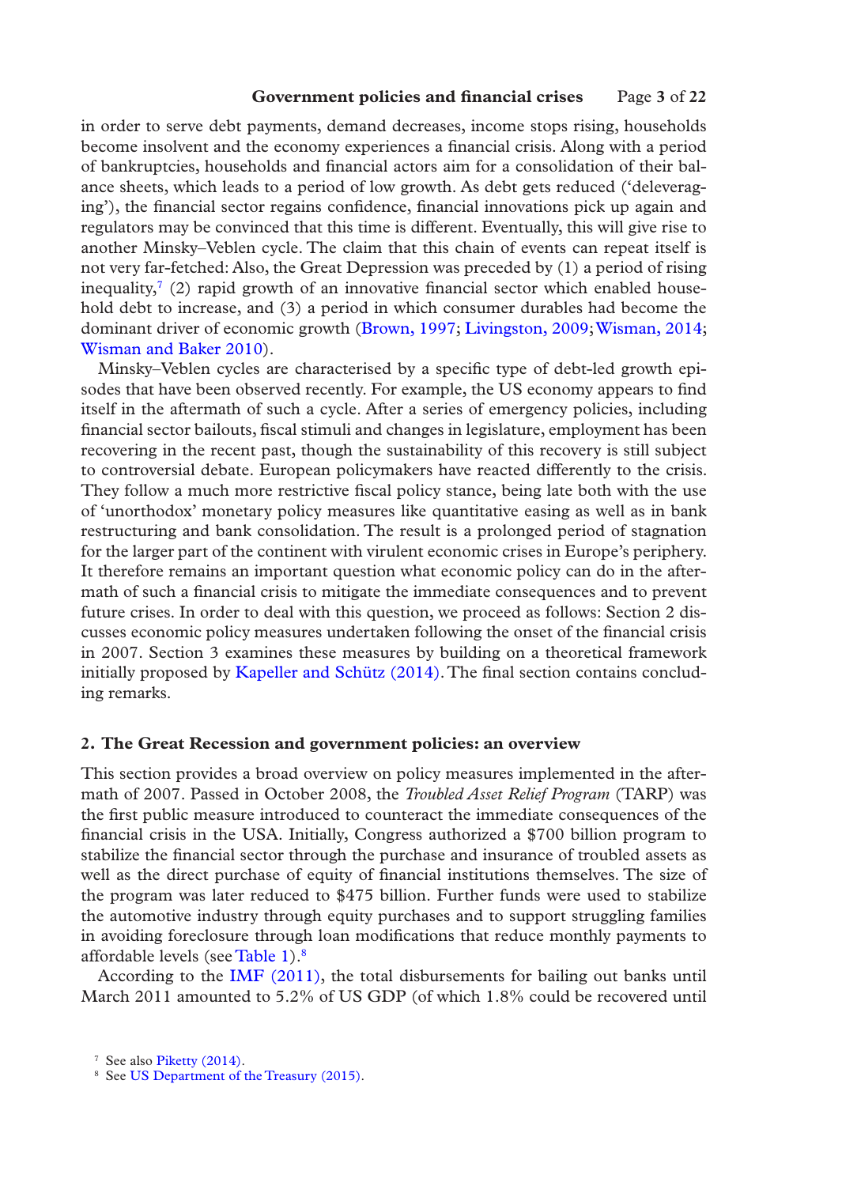in order to serve debt payments, demand decreases, income stops rising, households become insolvent and the economy experiences a financial crisis. Along with a period of bankruptcies, households and financial actors aim for a consolidation of their balance sheets, which leads to a period of low growth. As debt gets reduced ('deleveraging'), the financial sector regains confidence, financial innovations pick up again and regulators may be convinced that this time is different. Eventually, this will give rise to another Minsky–Veblen cycle. The claim that this chain of events can repeat itself is not very far-fetched: Also, the Great Depression was preceded by (1) a period of rising inequality,[7] (2) rapid growth of an innovative financial sector which enabled household debt to increase, and (3) a period in which consumer durables had become the dominant driver of economic growth (Brown, 1997; Livingston, 2009; Wisman, 2014; Wisman and Baker 2010).

Minsky–Veblen cycles are characterised by a specific type of debt-led growth episodes that have been observed recently. For example, the US economy appears to find itself in the aftermath of such a cycle. After a series of emergency policies, including financial sector bailouts, fiscal stimuli and changes in legislature, employment has been recovering in the recent past, though the sustainability of this recovery is still subject to controversial debate. European policymakers have reacted differently to the crisis. They follow a much more restrictive fiscal policy stance, being late both with the use of 'unorthodox' monetary policy measures like quantitative easing as well as in bank restructuring and bank consolidation. The result is a prolonged period of stagnation for the larger part of the continent with virulent economic crises in Europe's periphery. It therefore remains an important question what economic policy can do in the aftermath of such a financial crisis to mitigate the immediate consequences and to prevent future crises. In order to deal with this question, we proceed as follows: Section 2 discusses economic policy measures undertaken following the onset of the financial crisis in 2007. Section 3 examines these measures by building on a theoretical framework initially proposed by Kapeller and Schütz (2014). The final section contains concluding remarks.

## 2. The Great Recession and government policies: an overview

This section provides a broad overview on policy measures implemented in the aftermath of 2007. Passed in October 2008, the *Troubled Asset Relief Program* (TARP) was the first public measure introduced to counteract the immediate consequences of the financial crisis in the USA. Initially, Congress authorized a $700 billion program to stabilize the financial sector through the purchase and insurance of troubled assets as well as the direct purchase of equity of financial institutions themselves. The size of the program was later reduced to $475 billion. Further funds were used to stabilize the automotive industry through equity purchases and to support struggling families in avoiding foreclosure through loan modifications that reduce monthly payments to affordable levels (see Table 1).[8]

According to the IMF (2011), the total disbursements for bailing out banks until March 2011 amounted to 5.2% of US GDP (of which 1.8% could be recovered until

[7] See also Piketty (2014).

[8] See US Department of the Treasury (2015).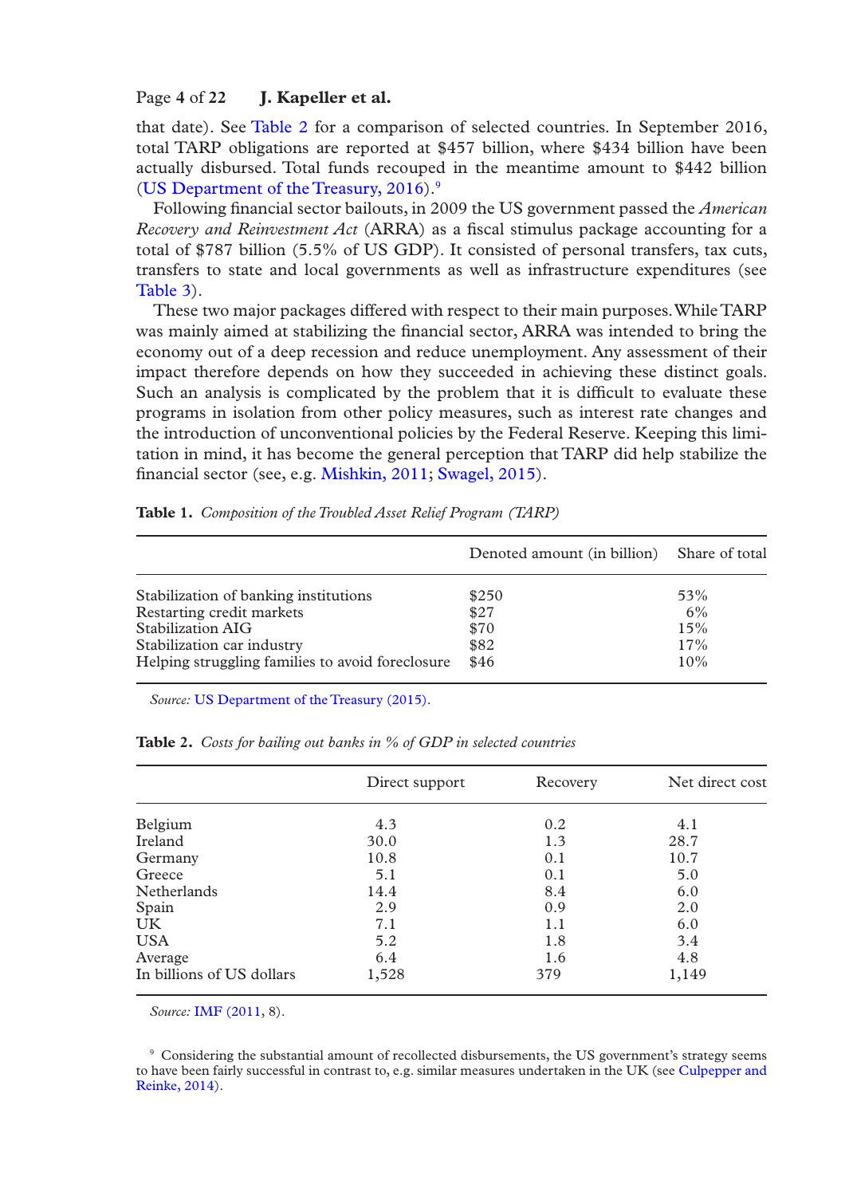that date). See Table 2 for a comparison of selected countries. In September 2016, total TARP obligations are reported at $457 billion, where $434 billion have been actually disbursed. Total funds recouped in the meantime amount to $442 billion (US Department of the Treasury, 2016).[9]

Following financial sector bailouts, in 2009 the US government passed the *American Recovery and Reinvestment Act* (ARRA) as a fiscal stimulus package accounting for a total of $787 billion (5.5% of US GDP). It consisted of personal transfers, tax cuts, transfers to state and local governments as well as infrastructure expenditures (see Table 3).

These two major packages differed with respect to their main purposes. While TARP was mainly aimed at stabilizing the financial sector, ARRA was intended to bring the economy out of a deep recession and reduce unemployment. Any assessment of their impact therefore depends on how they succeeded in achieving these distinct goals. Such an analysis is complicated by the problem that it is difficult to evaluate these programs in isolation from other policy measures, such as interest rate changes and the introduction of unconventional policies by the Federal Reserve. Keeping this limitation in mind, it has become the general perception that TARP did help stabilize the financial sector (see, e.g. Mishkin, 2011; Swagel, 2015).

**Table 1.** *Composition of the Troubled Asset Relief Program (TARP)*

| | Denoted amount (in billion) | Share of total |
|---|---|---|
| Stabilization of banking institutions | $250 | 53% |
| Restarting credit markets | $27 | 6% |
| Stabilization AIG | $70 | 15% |
| Stabilization car industry | $82 | 17% |
| Helping struggling families to avoid foreclosure | $46 | 10% |

*Source:* US Department of the Treasury (2015).

**Table 2.** *Costs for bailing out banks in % of GDP in selected countries*

| | Direct support | Recovery | Net direct cost |
|---|---|---|---|
| Belgium | 4.3 | 0.2 | 4.1 |
| Ireland | 30.0 | 1.3 | 28.7 |
| Germany | 10.8 | 0.1 | 10.7 |
| Greece | 5.1 | 0.1 | 5.0 |
| Netherlands | 14.4 | 8.4 | 6.0 |
| Spain | 2.9 | 0.9 | 2.0 |
| UK | 7.1 | 1.1 | 6.0 |
| USA | 5.2 | 1.8 | 3.4 |
| Average | 6.4 | 1.6 | 4.8 |
| In billions of US dollars | 1,528 | 379 | 1,149 |

*Source:* IMF (2011, 8).

[9] Considering the substantial amount of recollected disbursements, the US government's strategy seems to have been fairly successful in contrast to, e.g. similar measures undertaken in the UK (see Culpepper and Reinke, 2014).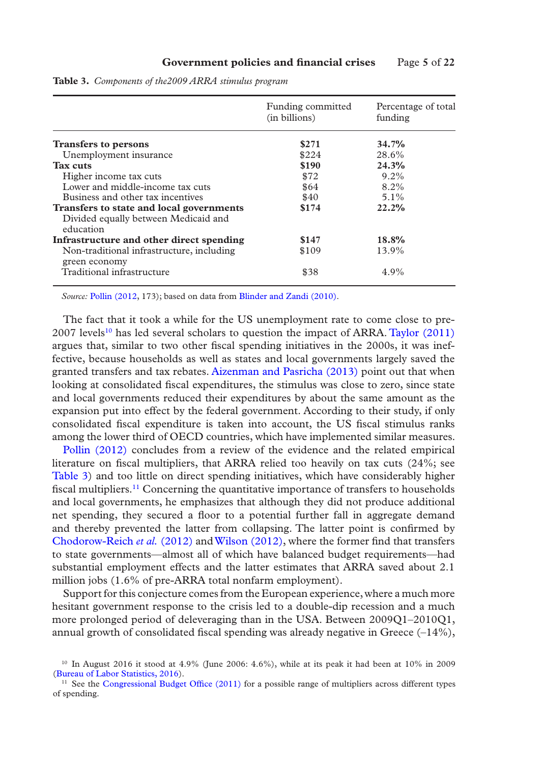**Table 3.** *Components of the2009 ARRA stimulus program*

| | Funding committed (in billions) | Percentage of total funding |
|---|---|---|
| **Transfers to persons** | **$271** | **34.7%** |
| Unemployment insurance | $224 | 28.6% |
| **Tax cuts** | **$190** | **24.3%** |
| Higher income tax cuts | $72 | 9.2% |
| Lower and middle-income tax cuts | $64 | 8.2% |
| Business and other tax incentives | $40 | 5.1% |
| **Transfers to state and local governments** | **$174** | **22.2%** |
| Divided equally between Medicaid and education | | |
| **Infrastructure and other direct spending** | **$147** | **18.8%** |
| Non-traditional infrastructure, including green economy | $109 | 13.9% |
| Traditional infrastructure | $38 | 4.9% |

*Source:* Pollin (2012, 173); based on data from Blinder and Zandi (2010).

The fact that it took a while for the US unemployment rate to come close to pre-2007 levels[10] has led several scholars to question the impact of ARRA. Taylor (2011) argues that, similar to two other fiscal spending initiatives in the 2000s, it was ineffective, because households as well as states and local governments largely saved the granted transfers and tax rebates. Aizenman and Pasricha (2013) point out that when looking at consolidated fiscal expenditures, the stimulus was close to zero, since state and local governments reduced their expenditures by about the same amount as the expansion put into effect by the federal government. According to their study, if only consolidated fiscal expenditure is taken into account, the US fiscal stimulus ranks among the lower third of OECD countries, which have implemented similar measures. Pollin (2012) concludes from a review of the evidence and the related empirical literature on fiscal multipliers, that ARRA relied too heavily on tax cuts (24%; see Table 3) and too little on direct spending initiatives, which have considerably higher fiscal multipliers.[11] Concerning the quantitative importance of transfers to households and local governments, he emphasizes that although they did not produce additional net spending, they secured a floor to a potential further fall in aggregate demand and thereby prevented the latter from collapsing. The latter point is confirmed by Chodorow-Reich *et al.* (2012) and Wilson (2012), where the former find that transfers to state governments—almost all of which have balanced budget requirements—had substantial employment effects and the latter estimates that ARRA saved about 2.1 million jobs (1.6% of pre-ARRA total nonfarm employment).

Support for this conjecture comes from the European experience, where a much more hesitant government response to the crisis led to a double-dip recession and a much more prolonged period of deleveraging than in the USA. Between 2009Q1–2010Q1, annual growth of consolidated fiscal spending was already negative in Greece (–14%),

[10] In August 2016 it stood at 4.9% (June 2006: 4.6%), while at its peak it had been at 10% in 2009 (Bureau of Labor Statistics, 2016).

[11] See the Congressional Budget Office (2011) for a possible range of multipliers across different types of spending.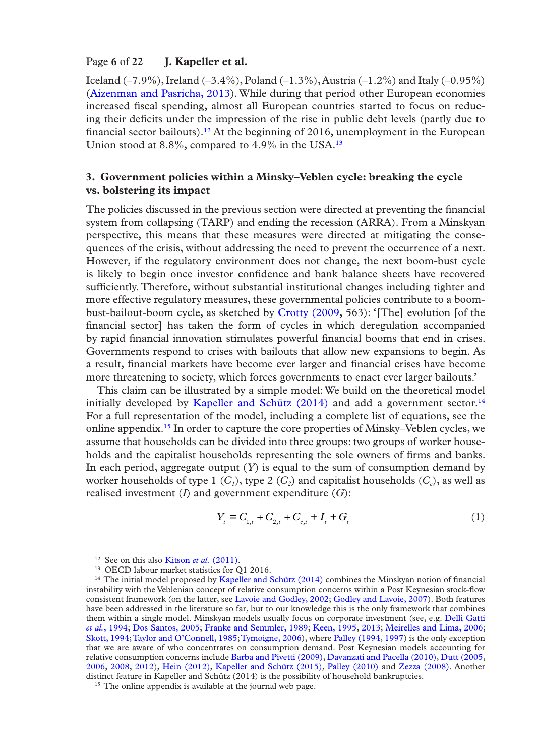Iceland (–7.9%), Ireland (–3.4%), Poland (–1.3%), Austria (–1.2%) and Italy (–0.95%) (Aizenman and Pasricha, 2013). While during that period other European economies increased fiscal spending, almost all European countries started to focus on reducing their deficits under the impression of the rise in public debt levels (partly due to financial sector bailouts).[12] At the beginning of 2016, unemployment in the European Union stood at 8.8%, compared to 4.9% in the USA.[13]

## 3. Government policies within a Minsky–Veblen cycle: breaking the cycle vs. bolstering its impact

The policies discussed in the previous section were directed at preventing the financial system from collapsing (TARP) and ending the recession (ARRA). From a Minskyan perspective, this means that these measures were directed at mitigating the consequences of the crisis, without addressing the need to prevent the occurrence of a next. However, if the regulatory environment does not change, the next boom-bust cycle is likely to begin once investor confidence and bank balance sheets have recovered sufficiently. Therefore, without substantial institutional changes including tighter and more effective regulatory measures, these governmental policies contribute to a boom-bust-bailout-boom cycle, as sketched by Crotty (2009, 563): '[The] evolution [of the financial sector] has taken the form of cycles in which deregulation accompanied by rapid financial innovation stimulates powerful financial booms that end in crises. Governments respond to crises with bailouts that allow new expansions to begin. As a result, financial markets have become ever larger and financial crises have become more threatening to society, which forces governments to enact ever larger bailouts.'

This claim can be illustrated by a simple model: We build on the theoretical model initially developed by Kapeller and Schütz (2014) and add a government sector.[14] For a full representation of the model, including a complete list of equations, see the online appendix.[15] In order to capture the core properties of Minsky–Veblen cycles, we assume that households can be divided into three groups: two groups of worker households and the capitalist households representing the sole owners of firms and banks. In each period, aggregate output ($Y$) is equal to the sum of consumption demand by worker households of type 1 ($C_1$), type 2 ($C_2$) and capitalist households ($C_c$), as well as realised investment ($I$) and government expenditure ($G$):

$$Y_t = C_{1,t} + C_{2,t} + C_{c,t} + I_t + G_t \tag{1}$$

[12] See on this also Kitson *et al.* (2011).

[13] OECD labour market statistics for Q1 2016.

[14] The initial model proposed by Kapeller and Schütz (2014) combines the Minskyan notion of financial instability with the Veblenian concept of relative consumption concerns within a Post Keynesian stock-flow consistent framework (on the latter, see Lavoie and Godley, 2002; Godley and Lavoie, 2007). Both features have been addressed in the literature so far, but to our knowledge this is the only framework that combines them within a single model. Minskyan models usually focus on corporate investment (see, e.g. Delli Gatti *et al.*, 1994; Dos Santos, 2005; Franke and Semmler, 1989; Keen, 1995, 2013; Meirelles and Lima, 2006; Skott, 1994; Taylor and O'Connell, 1985; Tymoigne, 2006), where Palley (1994, 1997) is the only exception that we are aware of who concentrates on consumption demand. Post Keynesian models accounting for relative consumption concerns include Barba and Pivetti (2009), Davanzati and Pacella (2010), Dutt (2005, 2006, 2008, 2012), Hein (2012), Kapeller and Schütz (2015), Palley (2010) and Zezza (2008). Another distinct feature in Kapeller and Schütz (2014) is the possibility of household bankruptcies.

[15] The online appendix is available at the journal web page.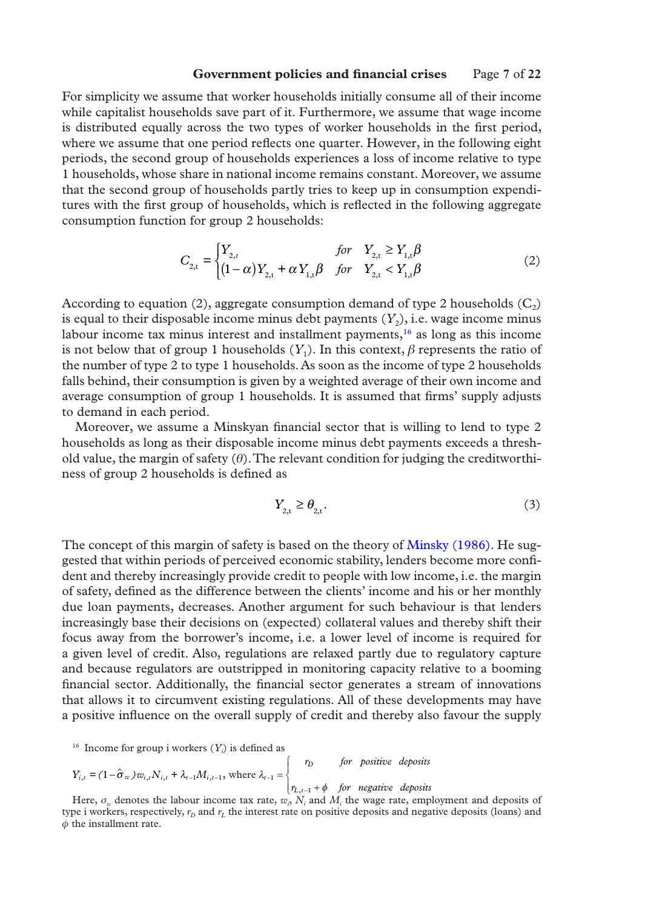For simplicity we assume that worker households initially consume all of their income while capitalist households save part of it. Furthermore, we assume that wage income is distributed equally across the two types of worker households in the first period, where we assume that one period reflects one quarter. However, in the following eight periods, the second group of households experiences a loss of income relative to type 1 households, whose share in national income remains constant. Moreover, we assume that the second group of households partly tries to keep up in consumption expenditures with the first group of households, which is reflected in the following aggregate consumption function for group 2 households:

$$C_{2,t} = \begin{cases} Y_{2,t} & for \quad Y_{2,t} \geq Y_{1,t}\beta \\ (1-\alpha)Y_{2,t} + \alpha Y_{1,t}\beta & for \quad Y_{2,t} < Y_{1,t}\beta \end{cases} \tag{2}$$

According to equation (2), aggregate consumption demand of type 2 households ($C_2$) is equal to their disposable income minus debt payments ($Y_2$), i.e. wage income minus labour income tax minus interest and installment payments,[16] as long as this income is not below that of group 1 households ($Y_1$). In this context, $\beta$ represents the ratio of the number of type 2 to type 1 households. As soon as the income of type 2 households falls behind, their consumption is given by a weighted average of their own income and average consumption of group 1 households. It is assumed that firms' supply adjusts to demand in each period.

Moreover, we assume a Minskyan financial sector that is willing to lend to type 2 households as long as their disposable income minus debt payments exceeds a threshold value, the margin of safety ($\theta$). The relevant condition for judging the creditworthiness of group 2 households is defined as

$$Y_{2,t} \geq \theta_{2,t}. \tag{3}$$

The concept of this margin of safety is based on the theory of Minsky (1986). He suggested that within periods of perceived economic stability, lenders become more confident and thereby increasingly provide credit to people with low income, i.e. the margin of safety, defined as the difference between the clients' income and his or her monthly due loan payments, decreases. Another argument for such behaviour is that lenders increasingly base their decisions on (expected) collateral values and thereby shift their focus away from the borrower's income, i.e. a lower level of income is required for a given level of credit. Also, regulations are relaxed partly due to regulatory capture and because regulators are outstripped in monitoring capacity relative to a booming financial sector. Additionally, the financial sector generates a stream of innovations that allows it to circumvent existing regulations. All of these developments may have a positive influence on the overall supply of credit and thereby also favour the supply

[16] Income for group i workers ($Y_i$) is defined as

$$Y_{i,t} = (1-\hat{\sigma}_w)w_{i,t}N_{i,t} + \lambda_{t-1}M_{i,t-1}, \text{ where } \lambda_{t-1} = \begin{cases} r_D & for \quad positive \quad deposits \\ r_{L,t-1} + \phi & for \quad negative \quad deposits \end{cases}$$

Here, $\sigma_w$ denotes the labour income tax rate, $w_i$, $N_i$ and $M_i$ the wage rate, employment and deposits of type i workers, respectively, $r_D$ and $r_L$ the interest rate on positive deposits and negative deposits (loans) and $\phi$ the installment rate.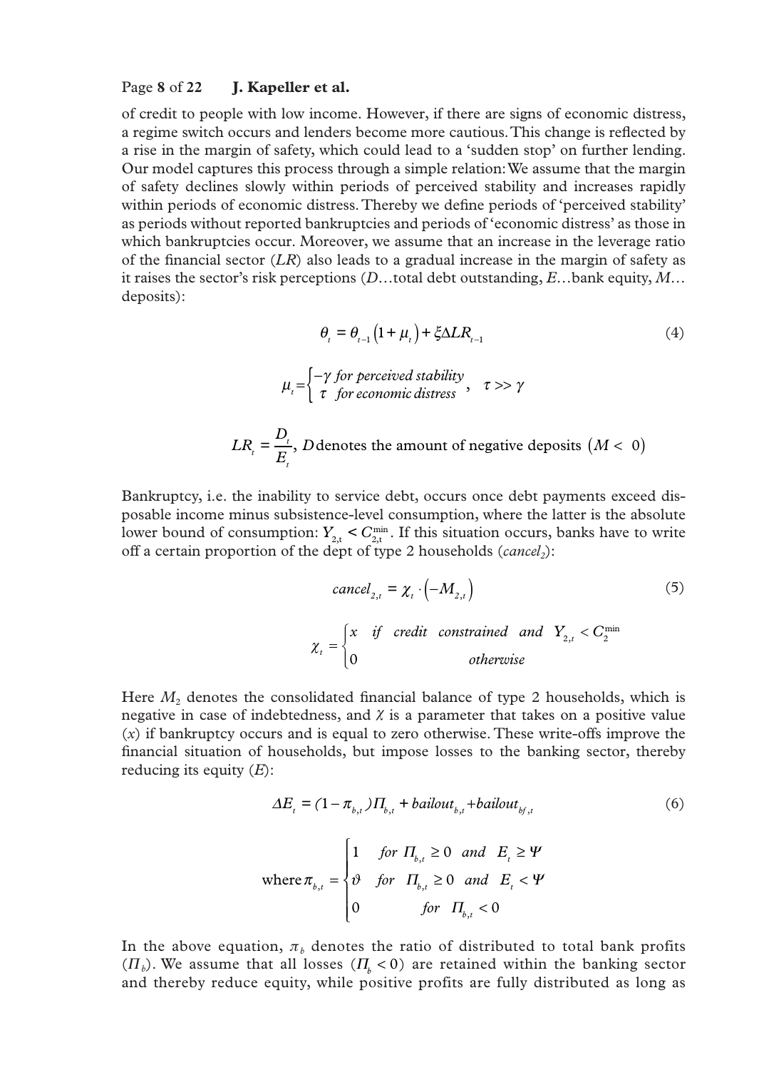of credit to people with low income. However, if there are signs of economic distress, a regime switch occurs and lenders become more cautious. This change is reflected by a rise in the margin of safety, which could lead to a 'sudden stop' on further lending. Our model captures this process through a simple relation: We assume that the margin of safety declines slowly within periods of perceived stability and increases rapidly within periods of economic distress. Thereby we define periods of 'perceived stability' as periods without reported bankruptcies and periods of 'economic distress' as those in which bankruptcies occur. Moreover, we assume that an increase in the leverage ratio of the financial sector ($LR$) also leads to a gradual increase in the margin of safety as it raises the sector's risk perceptions ($D$…total debt outstanding, $E$…bank equity, $M$… deposits):

$$\theta_t = \theta_{t-1}\left(1+\mu_t\right) + \xi \Delta LR_{t-1} \tag{4}$$

$$\mu_t = \begin{cases} -\gamma \text{ for perceived stability} \\ \tau \text{ for economic distress} \end{cases}, \quad \tau >> \gamma$$

$$LR_t = \frac{D_t}{E_t}, \; D \text{ denotes the amount of negative deposits } \left(M < 0\right)$$

Bankruptcy, i.e. the inability to service debt, occurs once debt payments exceed disposable income minus subsistence-level consumption, where the latter is the absolute lower bound of consumption: $Y_{2,t} < C_{2,t}^{\min}$. If this situation occurs, banks have to write off a certain proportion of the dept of type 2 households ($cancel_2$):

$$cancel_{2,t} = \chi_t \cdot \left(-M_{2,t}\right) \tag{5}$$

$$\chi_t = \begin{cases} x & \text{if credit constrained and } Y_{2,t} < C_2^{\min} \\ 0 & \text{otherwise} \end{cases}$$

Here $M_2$ denotes the consolidated financial balance of type 2 households, which is negative in case of indebtedness, and $\chi$ is a parameter that takes on a positive value ($x$) if bankruptcy occurs and is equal to zero otherwise. These write-offs improve the financial situation of households, but impose losses to the banking sector, thereby reducing its equity ($E$):

$$\Delta E_t = (1-\pi_{b,t})\Pi_{b,t} + bailout_{b,t} + bailout_{bf,t} \tag{6}$$

$$\text{where } \pi_{b,t} = \begin{cases} 1 & \text{for } \Pi_{b,t} \geq 0 \text{ and } E_t \geq \Psi \\ \vartheta & \text{for } \Pi_{b,t} \geq 0 \text{ and } E_t < \Psi \\ 0 & \text{for } \Pi_{b,t} < 0 \end{cases}$$

In the above equation, $\pi_b$ denotes the ratio of distributed to total bank profits ($\Pi_b$). We assume that all losses ($\Pi_b < 0$) are retained within the banking sector and thereby reduce equity, while positive profits are fully distributed as long as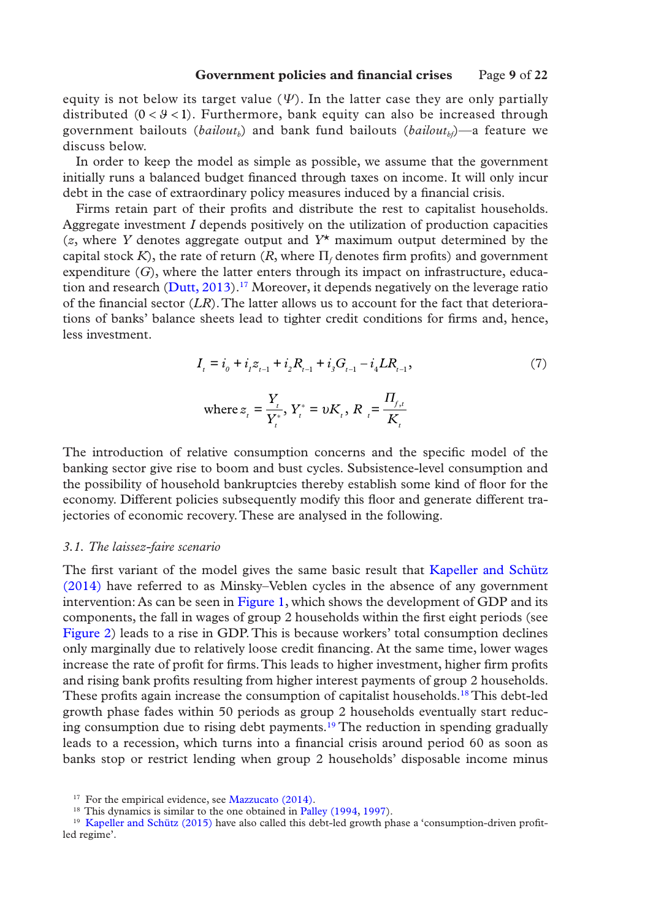equity is not below its target value ($\Psi$). In the latter case they are only partially distributed ($0 < \vartheta < 1$). Furthermore, bank equity can also be increased through government bailouts ($bailout_b$) and bank fund bailouts ($bailout_{bf}$)—a feature we discuss below.

In order to keep the model as simple as possible, we assume that the government initially runs a balanced budget financed through taxes on income. It will only incur debt in the case of extraordinary policy measures induced by a financial crisis.

Firms retain part of their profits and distribute the rest to capitalist households. Aggregate investment $I$ depends positively on the utilization of production capacities ($z$, where $Y$ denotes aggregate output and $Y^*$ maximum output determined by the capital stock $K$), the rate of return ($R$, where $\Pi_f$ denotes firm profits) and government expenditure ($G$), where the latter enters through its impact on infrastructure, education and research (Dutt, 2013).[17] Moreover, it depends negatively on the leverage ratio of the financial sector ($LR$). The latter allows us to account for the fact that deteriorations of banks' balance sheets lead to tighter credit conditions for firms and, hence, less investment.

$$I_t = i_0 + i_1 z_{t-1} + i_2 R_{t-1} + i_3 G_{t-1} - i_4 LR_{t-1}, \tag{7}$$

$$\text{where } z_t = \frac{Y_t}{Y_t^*},\ Y_t^* = \upsilon K_t,\ R_t = \frac{\Pi_{f,t}}{K_t}$$

The introduction of relative consumption concerns and the specific model of the banking sector give rise to boom and bust cycles. Subsistence-level consumption and the possibility of household bankruptcies thereby establish some kind of floor for the economy. Different policies subsequently modify this floor and generate different trajectories of economic recovery. These are analysed in the following.

### *3.1. The laissez-faire scenario*

The first variant of the model gives the same basic result that Kapeller and Schütz (2014) have referred to as Minsky–Veblen cycles in the absence of any government intervention: As can be seen in Figure 1, which shows the development of GDP and its components, the fall in wages of group 2 households within the first eight periods (see Figure 2) leads to a rise in GDP. This is because workers' total consumption declines only marginally due to relatively loose credit financing. At the same time, lower wages increase the rate of profit for firms. This leads to higher investment, higher firm profits and rising bank profits resulting from higher interest payments of group 2 households. These profits again increase the consumption of capitalist households.[18] This debt-led growth phase fades within 50 periods as group 2 households eventually start reducing consumption due to rising debt payments.[19] The reduction in spending gradually leads to a recession, which turns into a financial crisis around period 60 as soon as banks stop or restrict lending when group 2 households' disposable income minus

[17] For the empirical evidence, see Mazzucato (2014).

[18] This dynamics is similar to the one obtained in Palley (1994, 1997).

[19] Kapeller and Schütz (2015) have also called this debt-led growth phase a 'consumption-driven profit-led regime'.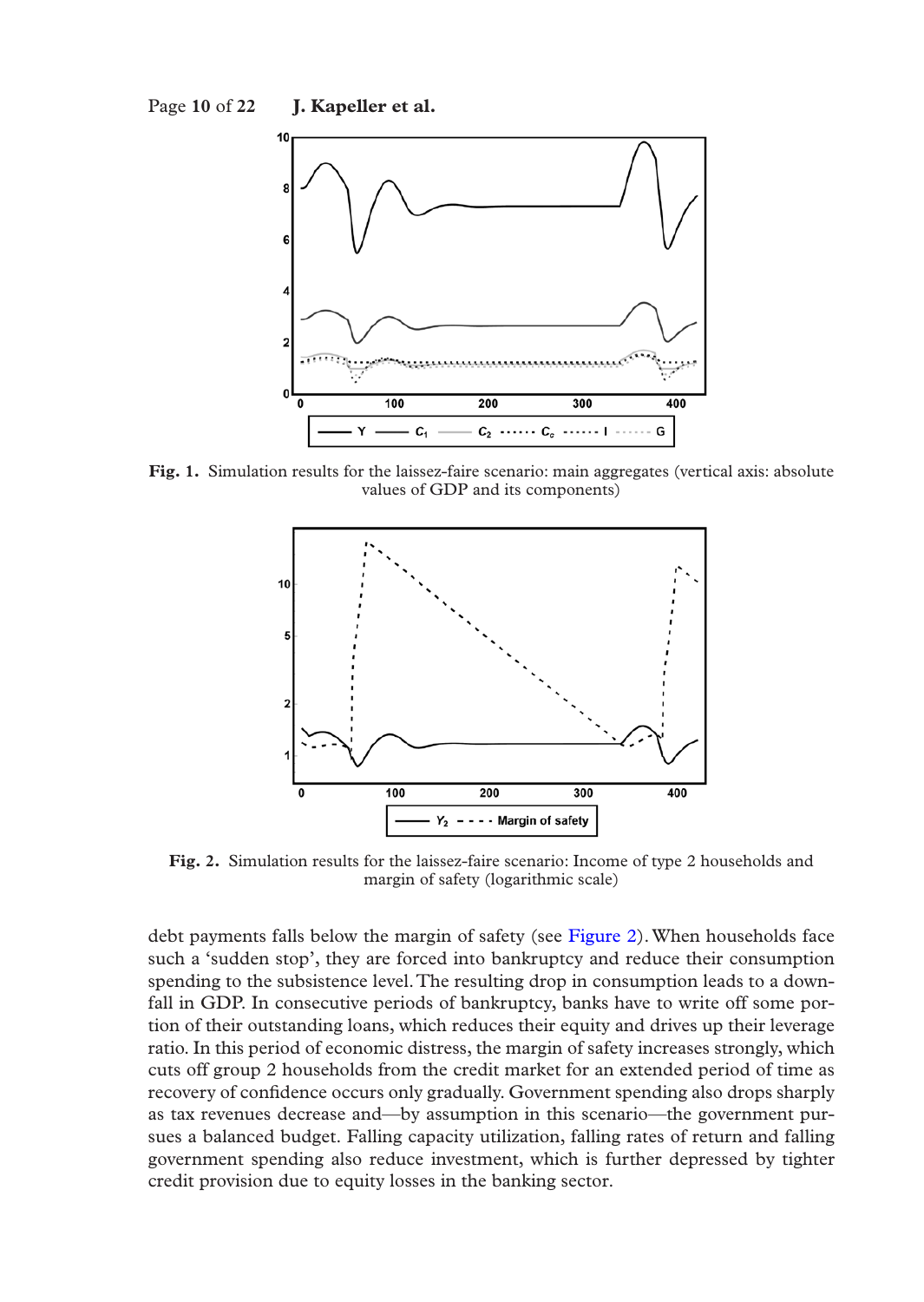**Fig. 1.** Simulation results for the laissez-faire scenario: main aggregates (vertical axis: absolute values of GDP and its components)

**Fig. 2.** Simulation results for the laissez-faire scenario: Income of type 2 households and margin of safety (logarithmic scale)

debt payments falls below the margin of safety (see Figure 2). When households face such a 'sudden stop', they are forced into bankruptcy and reduce their consumption spending to the subsistence level. The resulting drop in consumption leads to a downfall in GDP. In consecutive periods of bankruptcy, banks have to write off some portion of their outstanding loans, which reduces their equity and drives up their leverage ratio. In this period of economic distress, the margin of safety increases strongly, which cuts off group 2 households from the credit market for an extended period of time as recovery of confidence occurs only gradually. Government spending also drops sharply as tax revenues decrease and—by assumption in this scenario—the government pursues a balanced budget. Falling capacity utilization, falling rates of return and falling government spending also reduce investment, which is further depressed by tighter credit provision due to equity losses in the banking sector.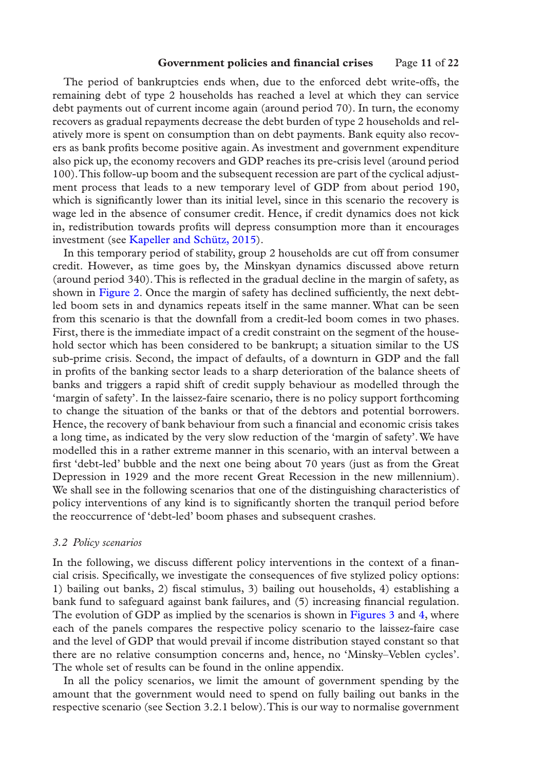The period of bankruptcies ends when, due to the enforced debt write-offs, the remaining debt of type 2 households has reached a level at which they can service debt payments out of current income again (around period 70). In turn, the economy recovers as gradual repayments decrease the debt burden of type 2 households and relatively more is spent on consumption than on debt payments. Bank equity also recovers as bank profits become positive again. As investment and government expenditure also pick up, the economy recovers and GDP reaches its pre-crisis level (around period 100). This follow-up boom and the subsequent recession are part of the cyclical adjustment process that leads to a new temporary level of GDP from about period 190, which is significantly lower than its initial level, since in this scenario the recovery is wage led in the absence of consumer credit. Hence, if credit dynamics does not kick in, redistribution towards profits will depress consumption more than it encourages investment (see Kapeller and Schütz, 2015).

In this temporary period of stability, group 2 households are cut off from consumer credit. However, as time goes by, the Minskyan dynamics discussed above return (around period 340). This is reflected in the gradual decline in the margin of safety, as shown in Figure 2. Once the margin of safety has declined sufficiently, the next debt-led boom sets in and dynamics repeats itself in the same manner. What can be seen from this scenario is that the downfall from a credit-led boom comes in two phases. First, there is the immediate impact of a credit constraint on the segment of the household sector which has been considered to be bankrupt; a situation similar to the US sub-prime crisis. Second, the impact of defaults, of a downturn in GDP and the fall in profits of the banking sector leads to a sharp deterioration of the balance sheets of banks and triggers a rapid shift of credit supply behaviour as modelled through the 'margin of safety'. In the laissez-faire scenario, there is no policy support forthcoming to change the situation of the banks or that of the debtors and potential borrowers. Hence, the recovery of bank behaviour from such a financial and economic crisis takes a long time, as indicated by the very slow reduction of the 'margin of safety'. We have modelled this in a rather extreme manner in this scenario, with an interval between a first 'debt-led' bubble and the next one being about 70 years (just as from the Great Depression in 1929 and the more recent Great Recession in the new millennium). We shall see in the following scenarios that one of the distinguishing characteristics of policy interventions of any kind is to significantly shorten the tranquil period before the reoccurrence of 'debt-led' boom phases and subsequent crashes.

### *3.2 Policy scenarios*

In the following, we discuss different policy interventions in the context of a financial crisis. Specifically, we investigate the consequences of five stylized policy options: 1) bailing out banks, 2) fiscal stimulus, 3) bailing out households, 4) establishing a bank fund to safeguard against bank failures, and (5) increasing financial regulation. The evolution of GDP as implied by the scenarios is shown in Figures 3 and 4, where each of the panels compares the respective policy scenario to the laissez-faire case and the level of GDP that would prevail if income distribution stayed constant so that there are no relative consumption concerns and, hence, no 'Minsky–Veblen cycles'. The whole set of results can be found in the online appendix.

In all the policy scenarios, we limit the amount of government spending by the amount that the government would need to spend on fully bailing out banks in the respective scenario (see Section 3.2.1 below). This is our way to normalise government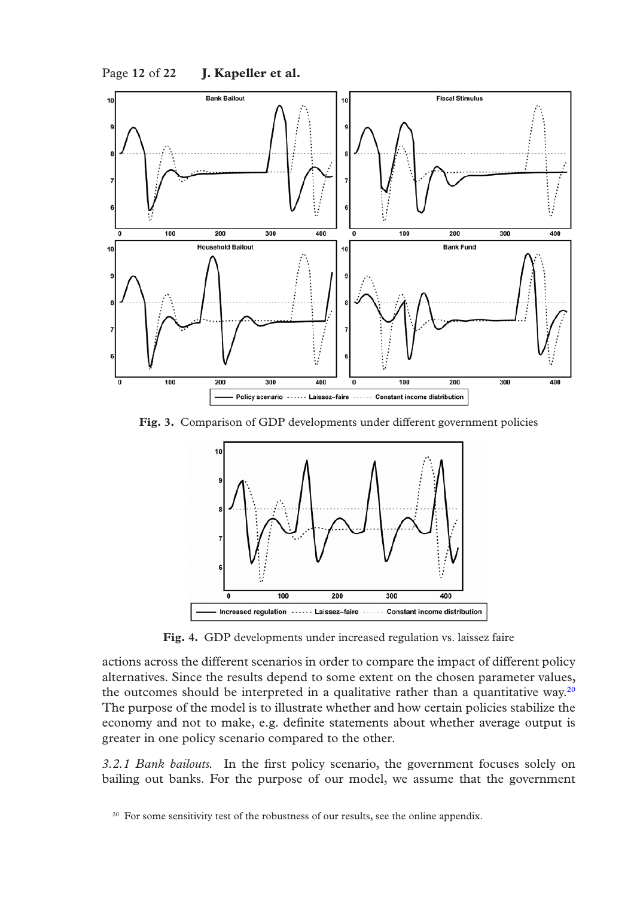Fig. 3. Comparison of GDP developments under different government policies

Fig. 4. GDP developments under increased regulation vs. laissez faire

actions across the different scenarios in order to compare the impact of different policy alternatives. Since the results depend to some extent on the chosen parameter values, the outcomes should be interpreted in a qualitative rather than a quantitative way.[20] The purpose of the model is to illustrate whether and how certain policies stabilize the economy and not to make, e.g. definite statements about whether average output is greater in one policy scenario compared to the other.

*3.2.1 Bank bailouts.* In the first policy scenario, the government focuses solely on bailing out banks. For the purpose of our model, we assume that the government

[20] For some sensitivity test of the robustness of our results, see the online appendix.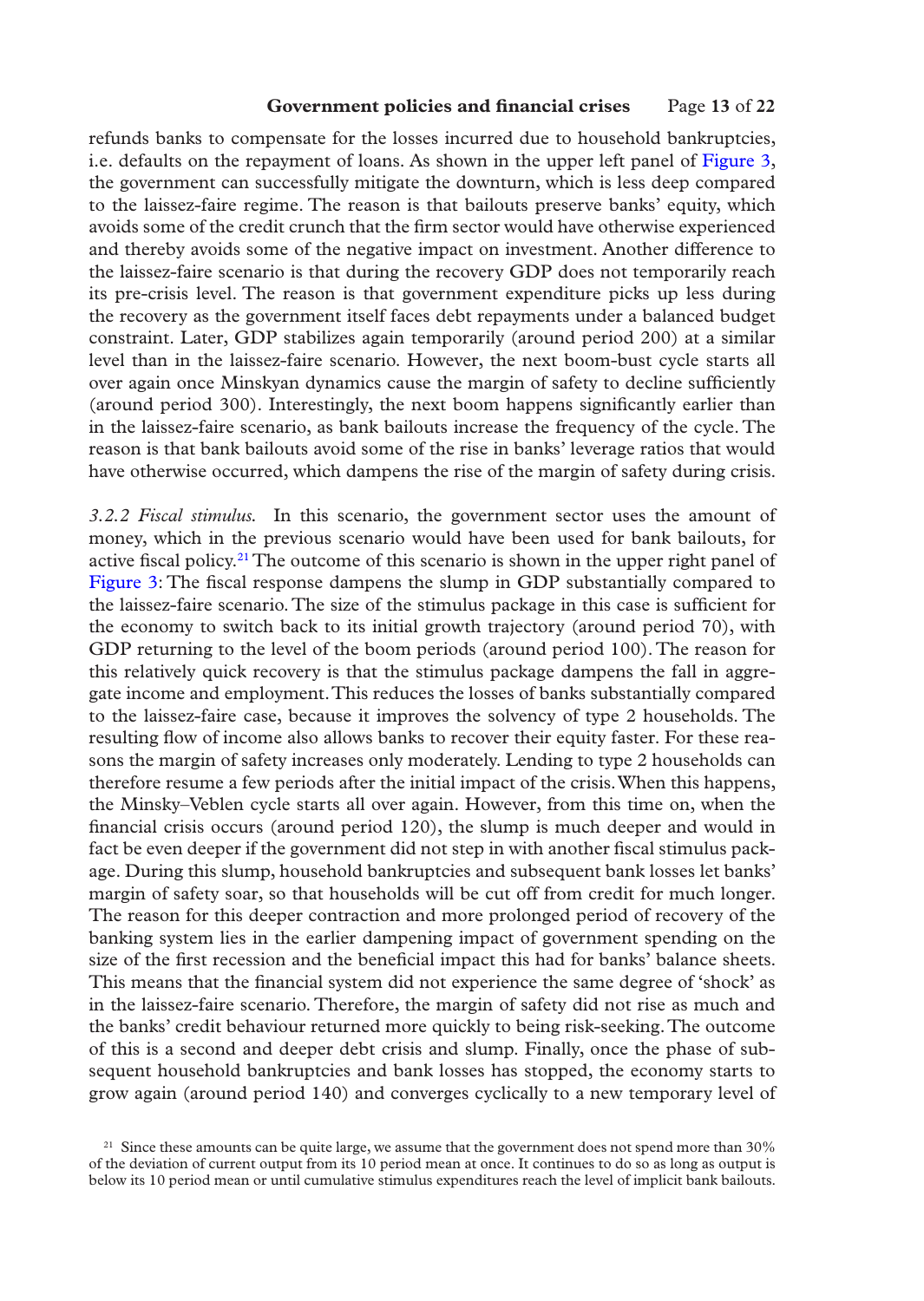refunds banks to compensate for the losses incurred due to household bankruptcies, i.e. defaults on the repayment of loans. As shown in the upper left panel of Figure 3, the government can successfully mitigate the downturn, which is less deep compared to the laissez-faire regime. The reason is that bailouts preserve banks' equity, which avoids some of the credit crunch that the firm sector would have otherwise experienced and thereby avoids some of the negative impact on investment. Another difference to the laissez-faire scenario is that during the recovery GDP does not temporarily reach its pre-crisis level. The reason is that government expenditure picks up less during the recovery as the government itself faces debt repayments under a balanced budget constraint. Later, GDP stabilizes again temporarily (around period 200) at a similar level than in the laissez-faire scenario. However, the next boom-bust cycle starts all over again once Minskyan dynamics cause the margin of safety to decline sufficiently (around period 300). Interestingly, the next boom happens significantly earlier than in the laissez-faire scenario, as bank bailouts increase the frequency of the cycle. The reason is that bank bailouts avoid some of the rise in banks' leverage ratios that would have otherwise occurred, which dampens the rise of the margin of safety during crisis.

*3.2.2 Fiscal stimulus.* In this scenario, the government sector uses the amount of money, which in the previous scenario would have been used for bank bailouts, for active fiscal policy.[21] The outcome of this scenario is shown in the upper right panel of Figure 3: The fiscal response dampens the slump in GDP substantially compared to the laissez-faire scenario. The size of the stimulus package in this case is sufficient for the economy to switch back to its initial growth trajectory (around period 70), with GDP returning to the level of the boom periods (around period 100). The reason for this relatively quick recovery is that the stimulus package dampens the fall in aggregate income and employment. This reduces the losses of banks substantially compared to the laissez-faire case, because it improves the solvency of type 2 households. The resulting flow of income also allows banks to recover their equity faster. For these reasons the margin of safety increases only moderately. Lending to type 2 households can therefore resume a few periods after the initial impact of the crisis. When this happens, the Minsky–Veblen cycle starts all over again. However, from this time on, when the financial crisis occurs (around period 120), the slump is much deeper and would in fact be even deeper if the government did not step in with another fiscal stimulus package. During this slump, household bankruptcies and subsequent bank losses let banks' margin of safety soar, so that households will be cut off from credit for much longer. The reason for this deeper contraction and more prolonged period of recovery of the banking system lies in the earlier dampening impact of government spending on the size of the first recession and the beneficial impact this had for banks' balance sheets. This means that the financial system did not experience the same degree of 'shock' as in the laissez-faire scenario. Therefore, the margin of safety did not rise as much and the banks' credit behaviour returned more quickly to being risk-seeking. The outcome of this is a second and deeper debt crisis and slump. Finally, once the phase of subsequent household bankruptcies and bank losses has stopped, the economy starts to grow again (around period 140) and converges cyclically to a new temporary level of

[21] Since these amounts can be quite large, we assume that the government does not spend more than 30% of the deviation of current output from its 10 period mean at once. It continues to do so as long as output is below its 10 period mean or until cumulative stimulus expenditures reach the level of implicit bank bailouts.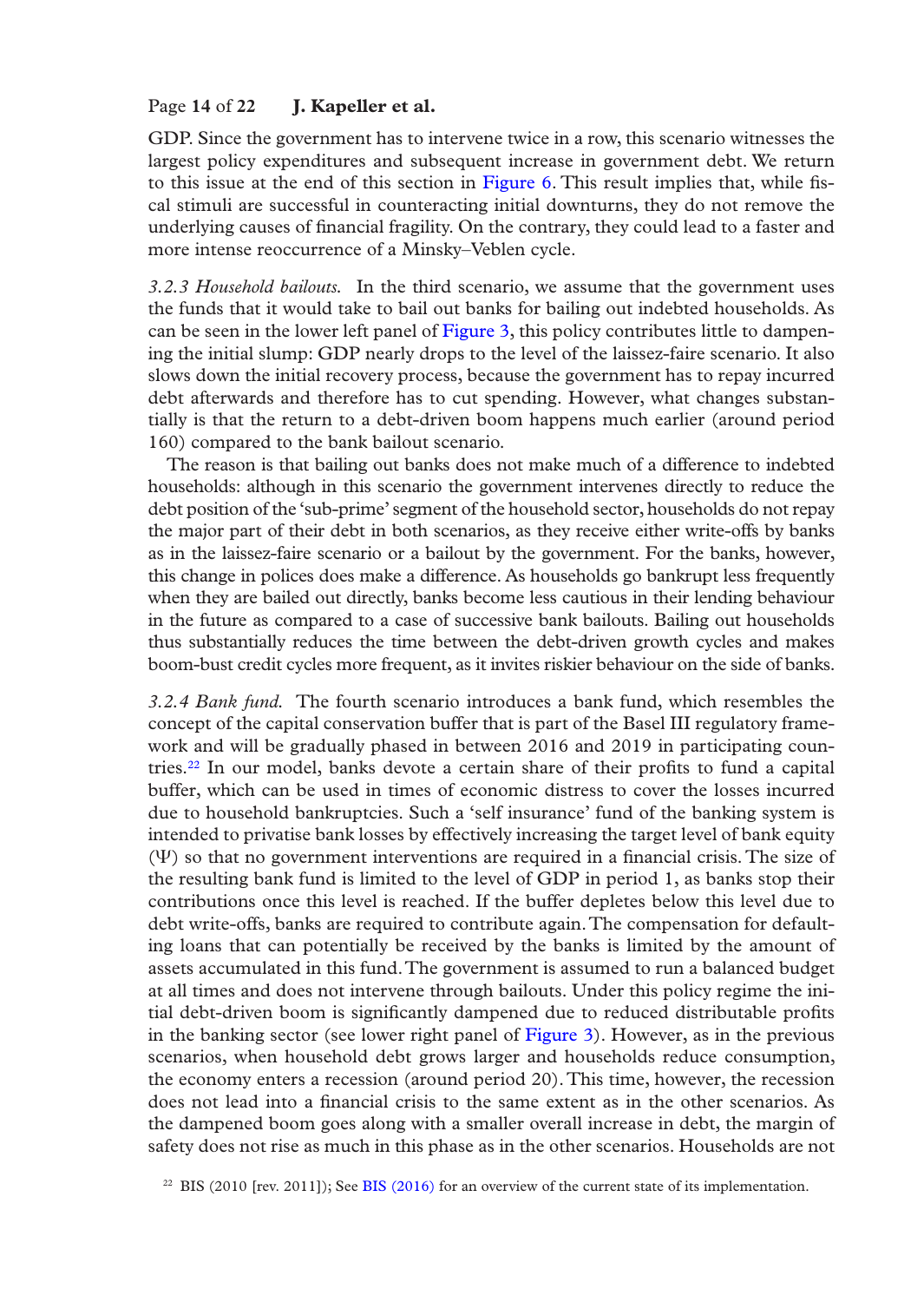GDP. Since the government has to intervene twice in a row, this scenario witnesses the largest policy expenditures and subsequent increase in government debt. We return to this issue at the end of this section in Figure 6. This result implies that, while fiscal stimuli are successful in counteracting initial downturns, they do not remove the underlying causes of financial fragility. On the contrary, they could lead to a faster and more intense reoccurrence of a Minsky–Veblen cycle.

*3.2.3 Household bailouts.* In the third scenario, we assume that the government uses the funds that it would take to bail out banks for bailing out indebted households. As can be seen in the lower left panel of Figure 3, this policy contributes little to dampening the initial slump: GDP nearly drops to the level of the laissez-faire scenario. It also slows down the initial recovery process, because the government has to repay incurred debt afterwards and therefore has to cut spending. However, what changes substantially is that the return to a debt-driven boom happens much earlier (around period 160) compared to the bank bailout scenario.

The reason is that bailing out banks does not make much of a difference to indebted households: although in this scenario the government intervenes directly to reduce the debt position of the 'sub-prime' segment of the household sector, households do not repay the major part of their debt in both scenarios, as they receive either write-offs by banks as in the laissez-faire scenario or a bailout by the government. For the banks, however, this change in polices does make a difference. As households go bankrupt less frequently when they are bailed out directly, banks become less cautious in their lending behaviour in the future as compared to a case of successive bank bailouts. Bailing out households thus substantially reduces the time between the debt-driven growth cycles and makes boom-bust credit cycles more frequent, as it invites riskier behaviour on the side of banks.

*3.2.4 Bank fund.* The fourth scenario introduces a bank fund, which resembles the concept of the capital conservation buffer that is part of the Basel III regulatory framework and will be gradually phased in between 2016 and 2019 in participating countries.[22] In our model, banks devote a certain share of their profits to fund a capital buffer, which can be used in times of economic distress to cover the losses incurred due to household bankruptcies. Such a 'self insurance' fund of the banking system is intended to privatise bank losses by effectively increasing the target level of bank equity ($\Psi$) so that no government interventions are required in a financial crisis. The size of the resulting bank fund is limited to the level of GDP in period 1, as banks stop their contributions once this level is reached. If the buffer depletes below this level due to debt write-offs, banks are required to contribute again. The compensation for defaulting loans that can potentially be received by the banks is limited by the amount of assets accumulated in this fund. The government is assumed to run a balanced budget at all times and does not intervene through bailouts. Under this policy regime the initial debt-driven boom is significantly dampened due to reduced distributable profits in the banking sector (see lower right panel of Figure 3). However, as in the previous scenarios, when household debt grows larger and households reduce consumption, the economy enters a recession (around period 20). This time, however, the recession does not lead into a financial crisis to the same extent as in the other scenarios. As the dampened boom goes along with a smaller overall increase in debt, the margin of safety does not rise as much in this phase as in the other scenarios. Households are not

[22] BIS (2010 [rev. 2011]); See BIS (2016) for an overview of the current state of its implementation.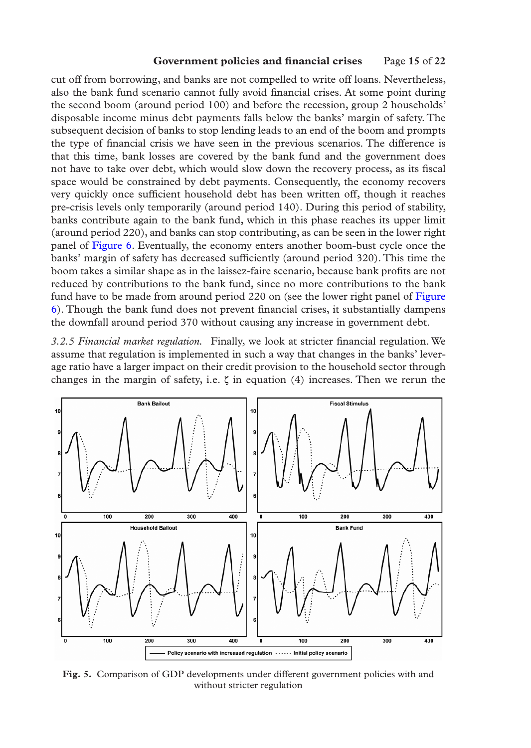cut off from borrowing, and banks are not compelled to write off loans. Nevertheless, also the bank fund scenario cannot fully avoid financial crises. At some point during the second boom (around period 100) and before the recession, group 2 households' disposable income minus debt payments falls below the banks' margin of safety. The subsequent decision of banks to stop lending leads to an end of the boom and prompts the type of financial crisis we have seen in the previous scenarios. The difference is that this time, bank losses are covered by the bank fund and the government does not have to take over debt, which would slow down the recovery process, as its fiscal space would be constrained by debt payments. Consequently, the economy recovers very quickly once sufficient household debt has been written off, though it reaches pre-crisis levels only temporarily (around period 140). During this period of stability, banks contribute again to the bank fund, which in this phase reaches its upper limit (around period 220), and banks can stop contributing, as can be seen in the lower right panel of Figure 6. Eventually, the economy enters another boom-bust cycle once the banks' margin of safety has decreased sufficiently (around period 320). This time the boom takes a similar shape as in the laissez-faire scenario, because bank profits are not reduced by contributions to the bank fund, since no more contributions to the bank fund have to be made from around period 220 on (see the lower right panel of Figure 6). Though the bank fund does not prevent financial crises, it substantially dampens the downfall around period 370 without causing any increase in government debt.

*3.2.5 Financial market regulation.* Finally, we look at stricter financial regulation. We assume that regulation is implemented in such a way that changes in the banks' leverage ratio have a larger impact on their credit provision to the household sector through changes in the margin of safety, i.e. $\zeta$ in equation (4) increases. Then we rerun the

**Fig. 5.** Comparison of GDP developments under different government policies with and without stricter regulation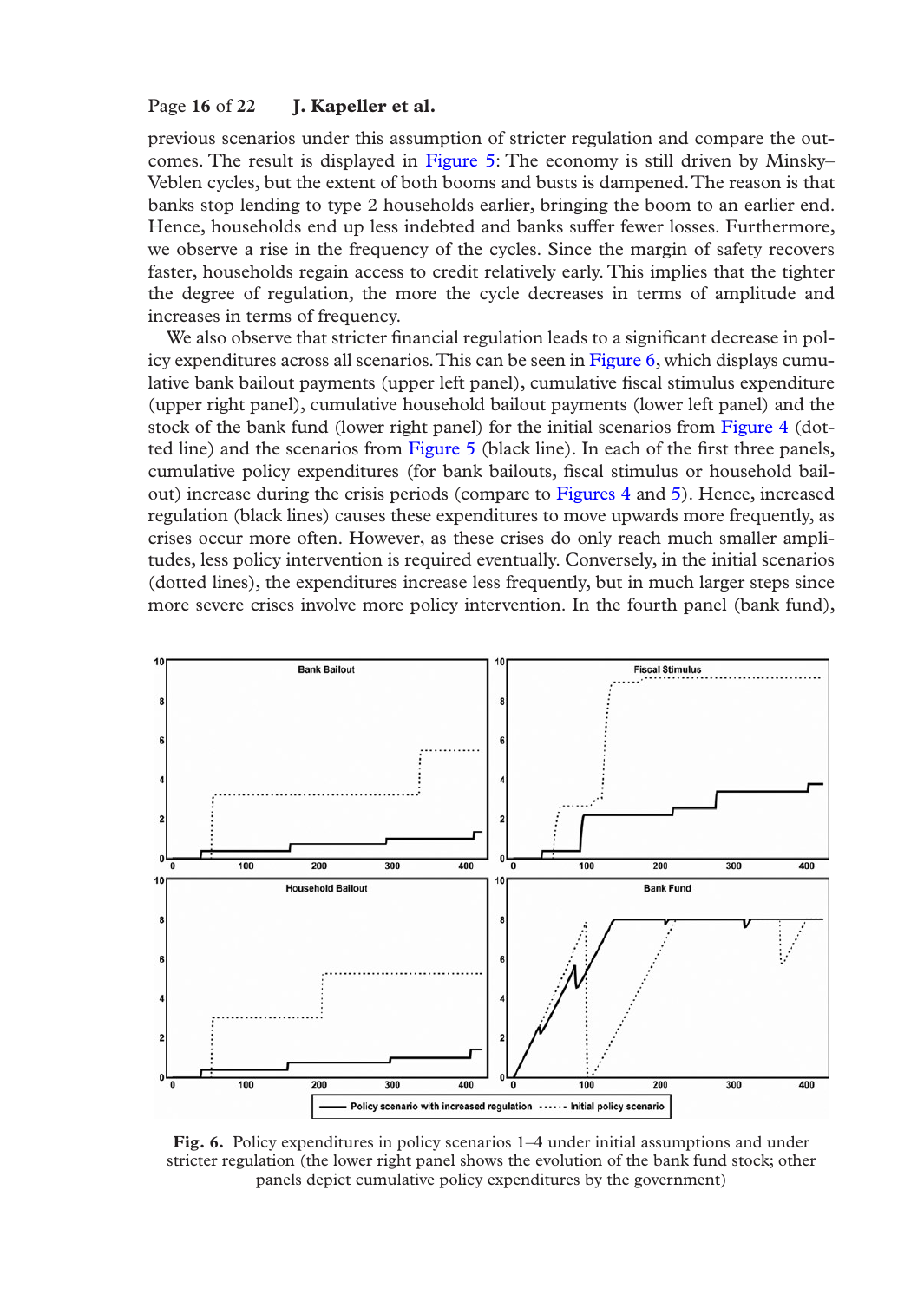previous scenarios under this assumption of stricter regulation and compare the outcomes. The result is displayed in Figure 5: The economy is still driven by Minsky–Veblen cycles, but the extent of both booms and busts is dampened. The reason is that banks stop lending to type 2 households earlier, bringing the boom to an earlier end. Hence, households end up less indebted and banks suffer fewer losses. Furthermore, we observe a rise in the frequency of the cycles. Since the margin of safety recovers faster, households regain access to credit relatively early. This implies that the tighter the degree of regulation, the more the cycle decreases in terms of amplitude and increases in terms of frequency.

We also observe that stricter financial regulation leads to a significant decrease in policy expenditures across all scenarios. This can be seen in Figure 6, which displays cumulative bank bailout payments (upper left panel), cumulative fiscal stimulus expenditure (upper right panel), cumulative household bailout payments (lower left panel) and the stock of the bank fund (lower right panel) for the initial scenarios from Figure 4 (dotted line) and the scenarios from Figure 5 (black line). In each of the first three panels, cumulative policy expenditures (for bank bailouts, fiscal stimulus or household bailout) increase during the crisis periods (compare to Figures 4 and 5). Hence, increased regulation (black lines) causes these expenditures to move upwards more frequently, as crises occur more often. However, as these crises do only reach much smaller amplitudes, less policy intervention is required eventually. Conversely, in the initial scenarios (dotted lines), the expenditures increase less frequently, but in much larger steps since more severe crises involve more policy intervention. In the fourth panel (bank fund),

**Fig. 6.** Policy expenditures in policy scenarios 1–4 under initial assumptions and under stricter regulation (the lower right panel shows the evolution of the bank fund stock; other panels depict cumulative policy expenditures by the government)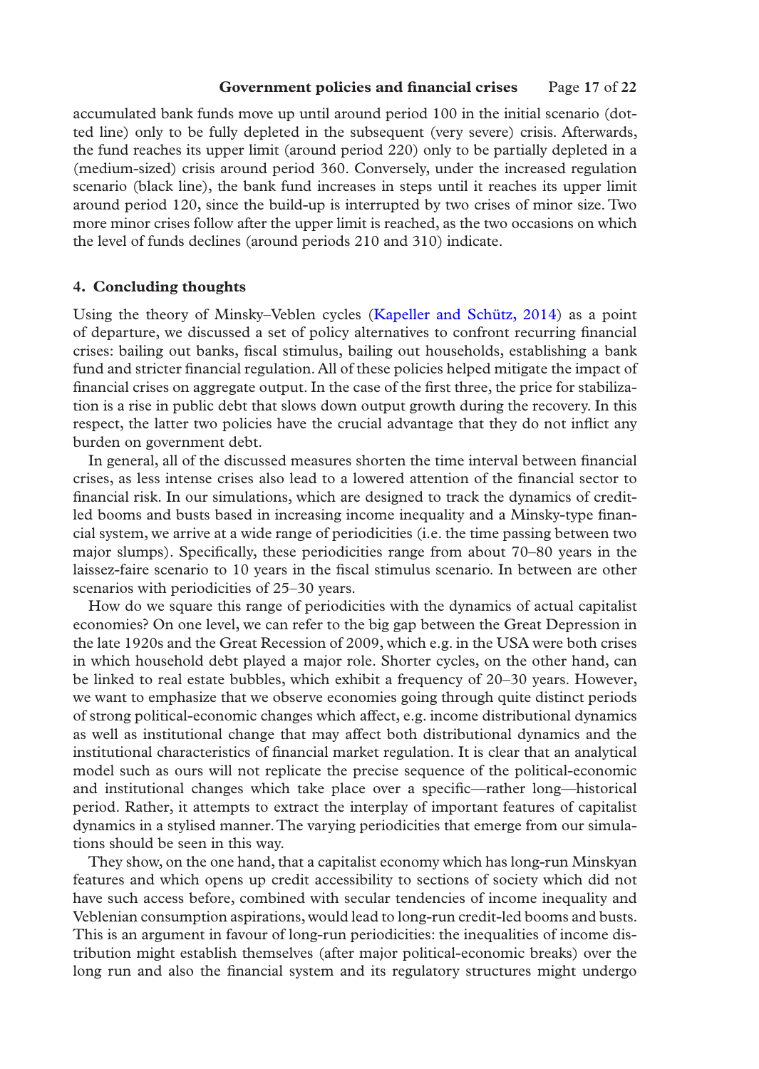accumulated bank funds move up until around period 100 in the initial scenario (dotted line) only to be fully depleted in the subsequent (very severe) crisis. Afterwards, the fund reaches its upper limit (around period 220) only to be partially depleted in a (medium-sized) crisis around period 360. Conversely, under the increased regulation scenario (black line), the bank fund increases in steps until it reaches its upper limit around period 120, since the build-up is interrupted by two crises of minor size. Two more minor crises follow after the upper limit is reached, as the two occasions on which the level of funds declines (around periods 210 and 310) indicate.

## 4. Concluding thoughts

Using the theory of Minsky–Veblen cycles (Kapeller and Schütz, 2014) as a point of departure, we discussed a set of policy alternatives to confront recurring financial crises: bailing out banks, fiscal stimulus, bailing out households, establishing a bank fund and stricter financial regulation. All of these policies helped mitigate the impact of financial crises on aggregate output. In the case of the first three, the price for stabilization is a rise in public debt that slows down output growth during the recovery. In this respect, the latter two policies have the crucial advantage that they do not inflict any burden on government debt.

In general, all of the discussed measures shorten the time interval between financial crises, as less intense crises also lead to a lowered attention of the financial sector to financial risk. In our simulations, which are designed to track the dynamics of credit-led booms and busts based in increasing income inequality and a Minsky-type financial system, we arrive at a wide range of periodicities (i.e. the time passing between two major slumps). Specifically, these periodicities range from about 70–80 years in the laissez-faire scenario to 10 years in the fiscal stimulus scenario. In between are other scenarios with periodicities of 25–30 years.

How do we square this range of periodicities with the dynamics of actual capitalist economies? On one level, we can refer to the big gap between the Great Depression in the late 1920s and the Great Recession of 2009, which e.g. in the USA were both crises in which household debt played a major role. Shorter cycles, on the other hand, can be linked to real estate bubbles, which exhibit a frequency of 20–30 years. However, we want to emphasize that we observe economies going through quite distinct periods of strong political-economic changes which affect, e.g. income distributional dynamics as well as institutional change that may affect both distributional dynamics and the institutional characteristics of financial market regulation. It is clear that an analytical model such as ours will not replicate the precise sequence of the political-economic and institutional changes which take place over a specific—rather long—historical period. Rather, it attempts to extract the interplay of important features of capitalist dynamics in a stylised manner. The varying periodicities that emerge from our simulations should be seen in this way.

They show, on the one hand, that a capitalist economy which has long-run Minskyan features and which opens up credit accessibility to sections of society which did not have such access before, combined with secular tendencies of income inequality and Veblenian consumption aspirations, would lead to long-run credit-led booms and busts. This is an argument in favour of long-run periodicities: the inequalities of income distribution might establish themselves (after major political-economic breaks) over the long run and also the financial system and its regulatory structures might undergo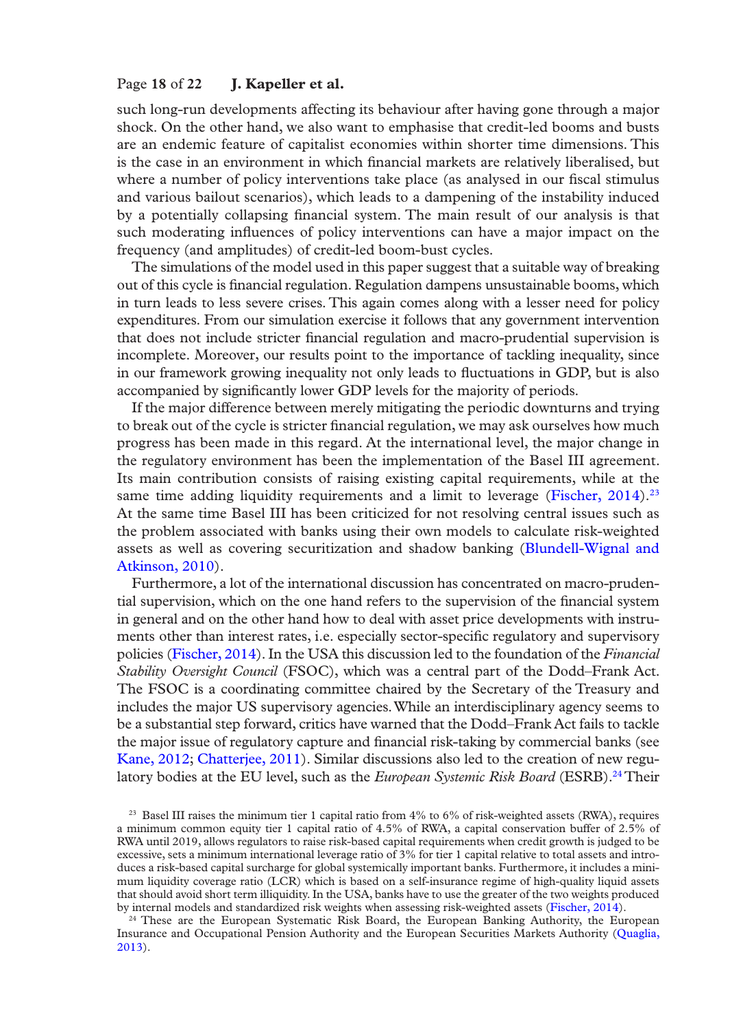such long-run developments affecting its behaviour after having gone through a major shock. On the other hand, we also want to emphasise that credit-led booms and busts are an endemic feature of capitalist economies within shorter time dimensions. This is the case in an environment in which financial markets are relatively liberalised, but where a number of policy interventions take place (as analysed in our fiscal stimulus and various bailout scenarios), which leads to a dampening of the instability induced by a potentially collapsing financial system. The main result of our analysis is that such moderating influences of policy interventions can have a major impact on the frequency (and amplitudes) of credit-led boom-bust cycles.

The simulations of the model used in this paper suggest that a suitable way of breaking out of this cycle is financial regulation. Regulation dampens unsustainable booms, which in turn leads to less severe crises. This again comes along with a lesser need for policy expenditures. From our simulation exercise it follows that any government intervention that does not include stricter financial regulation and macro-prudential supervision is incomplete. Moreover, our results point to the importance of tackling inequality, since in our framework growing inequality not only leads to fluctuations in GDP, but is also accompanied by significantly lower GDP levels for the majority of periods.

If the major difference between merely mitigating the periodic downturns and trying to break out of the cycle is stricter financial regulation, we may ask ourselves how much progress has been made in this regard. At the international level, the major change in the regulatory environment has been the implementation of the Basel III agreement. Its main contribution consists of raising existing capital requirements, while at the same time adding liquidity requirements and a limit to leverage (Fischer, 2014).[23] At the same time Basel III has been criticized for not resolving central issues such as the problem associated with banks using their own models to calculate risk-weighted assets as well as covering securitization and shadow banking (Blundell-Wignal and Atkinson, 2010).

Furthermore, a lot of the international discussion has concentrated on macro-prudential supervision, which on the one hand refers to the supervision of the financial system in general and on the other hand how to deal with asset price developments with instruments other than interest rates, i.e. especially sector-specific regulatory and supervisory policies (Fischer, 2014). In the USA this discussion led to the foundation of the *Financial Stability Oversight Council* (FSOC), which was a central part of the Dodd–Frank Act. The FSOC is a coordinating committee chaired by the Secretary of the Treasury and includes the major US supervisory agencies. While an interdisciplinary agency seems to be a substantial step forward, critics have warned that the Dodd–Frank Act fails to tackle the major issue of regulatory capture and financial risk-taking by commercial banks (see Kane, 2012; Chatterjee, 2011). Similar discussions also led to the creation of new regulatory bodies at the EU level, such as the *European Systemic Risk Board* (ESRB).[24] Their

[23] Basel III raises the minimum tier 1 capital ratio from 4% to 6% of risk-weighted assets (RWA), requires a minimum common equity tier 1 capital ratio of 4.5% of RWA, a capital conservation buffer of 2.5% of RWA until 2019, allows regulators to raise risk-based capital requirements when credit growth is judged to be excessive, sets a minimum international leverage ratio of 3% for tier 1 capital relative to total assets and introduces a risk-based capital surcharge for global systemically important banks. Furthermore, it includes a minimum liquidity coverage ratio (LCR) which is based on a self-insurance regime of high-quality liquid assets that should avoid short term illiquidity. In the USA, banks have to use the greater of the two weights produced by internal models and standardized risk weights when assessing risk-weighted assets (Fischer, 2014).

[24] These are the European Systematic Risk Board, the European Banking Authority, the European Insurance and Occupational Pension Authority and the European Securities Markets Authority (Quaglia, 2013).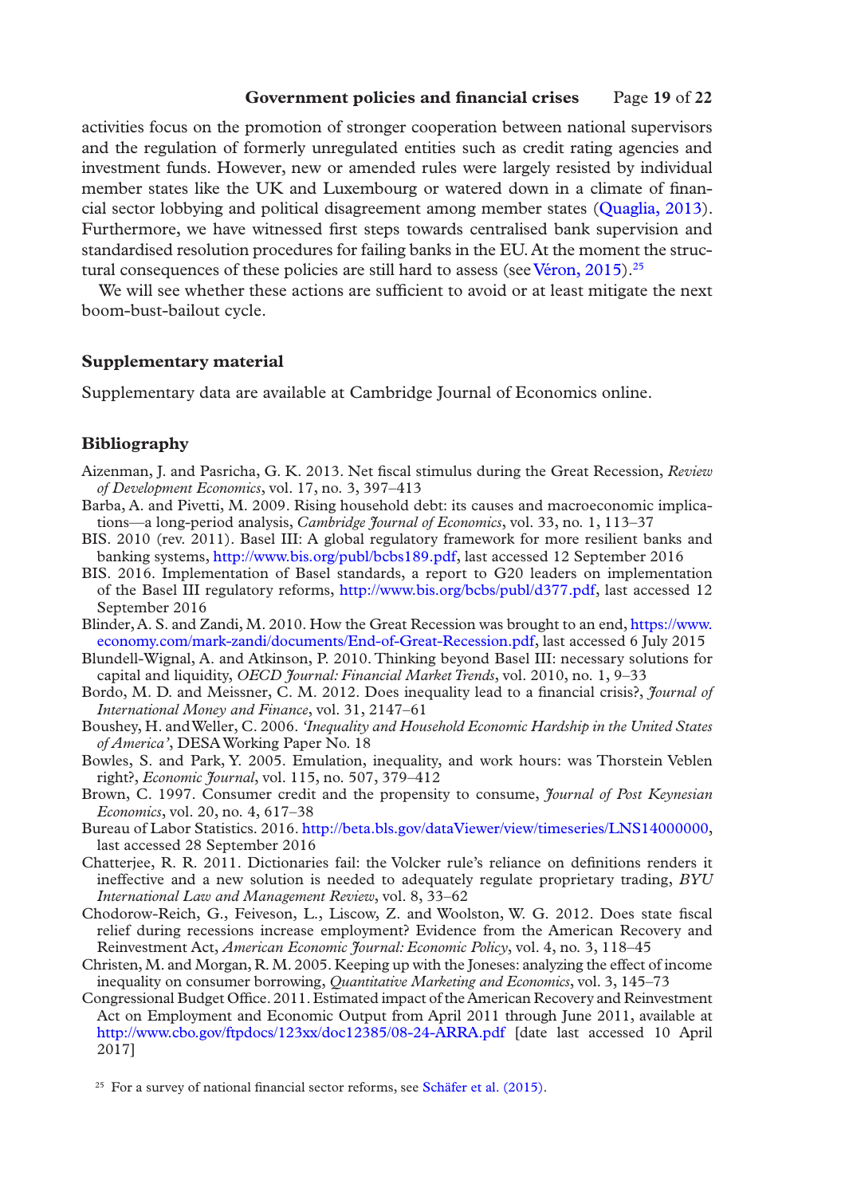activities focus on the promotion of stronger cooperation between national supervisors and the regulation of formerly unregulated entities such as credit rating agencies and investment funds. However, new or amended rules were largely resisted by individual member states like the UK and Luxembourg or watered down in a climate of financial sector lobbying and political disagreement among member states (Quaglia, 2013). Furthermore, we have witnessed first steps towards centralised bank supervision and standardised resolution procedures for failing banks in the EU. At the moment the structural consequences of these policies are still hard to assess (see Véron, 2015).[25]

We will see whether these actions are sufficient to avoid or at least mitigate the next boom-bust-bailout cycle.

## Supplementary material

Supplementary data are available at Cambridge Journal of Economics online.

## Bibliography

Aizenman, J. and Pasricha, G. K. 2013. Net fiscal stimulus during the Great Recession, *Review of Development Economics*, vol. 17, no. 3, 397–413

Barba, A. and Pivetti, M. 2009. Rising household debt: its causes and macroeconomic implications—a long-period analysis, *Cambridge Journal of Economics*, vol. 33, no. 1, 113–37

BIS. 2010 (rev. 2011). Basel III: A global regulatory framework for more resilient banks and banking systems, http://www.bis.org/publ/bcbs189.pdf, last accessed 12 September 2016

BIS. 2016. Implementation of Basel standards, a report to G20 leaders on implementation of the Basel III regulatory reforms, http://www.bis.org/bcbs/publ/d377.pdf, last accessed 12 September 2016

Blinder, A. S. and Zandi, M. 2010. How the Great Recession was brought to an end, https://www.economy.com/mark-zandi/documents/End-of-Great-Recession.pdf, last accessed 6 July 2015

Blundell-Wignal, A. and Atkinson, P. 2010. Thinking beyond Basel III: necessary solutions for capital and liquidity, *OECD Journal: Financial Market Trends*, vol. 2010, no. 1, 9–33

Bordo, M. D. and Meissner, C. M. 2012. Does inequality lead to a financial crisis?, *Journal of International Money and Finance*, vol. 31, 2147–61

Boushey, H. and Weller, C. 2006. *'Inequality and Household Economic Hardship in the United States of America'*, DESA Working Paper No. 18

Bowles, S. and Park, Y. 2005. Emulation, inequality, and work hours: was Thorstein Veblen right?, *Economic Journal*, vol. 115, no. 507, 379–412

Brown, C. 1997. Consumer credit and the propensity to consume, *Journal of Post Keynesian Economics*, vol. 20, no. 4, 617–38

Bureau of Labor Statistics. 2016. http://beta.bls.gov/dataViewer/view/timeseries/LNS14000000, last accessed 28 September 2016

Chatterjee, R. R. 2011. Dictionaries fail: the Volcker rule's reliance on definitions renders it ineffective and a new solution is needed to adequately regulate proprietary trading, *BYU International Law and Management Review*, vol. 8, 33–62

Chodorow-Reich, G., Feiveson, L., Liscow, Z. and Woolston, W. G. 2012. Does state fiscal relief during recessions increase employment? Evidence from the American Recovery and Reinvestment Act, *American Economic Journal: Economic Policy*, vol. 4, no. 3, 118–45

Christen, M. and Morgan, R. M. 2005. Keeping up with the Joneses: analyzing the effect of income inequality on consumer borrowing, *Quantitative Marketing and Economics*, vol. 3, 145–73

Congressional Budget Office. 2011. Estimated impact of the American Recovery and Reinvestment Act on Employment and Economic Output from April 2011 through June 2011, available at http://www.cbo.gov/ftpdocs/123xx/doc12385/08-24-ARRA.pdf [date last accessed 10 April 2017]

[25] For a survey of national financial sector reforms, see Schäfer et al. (2015).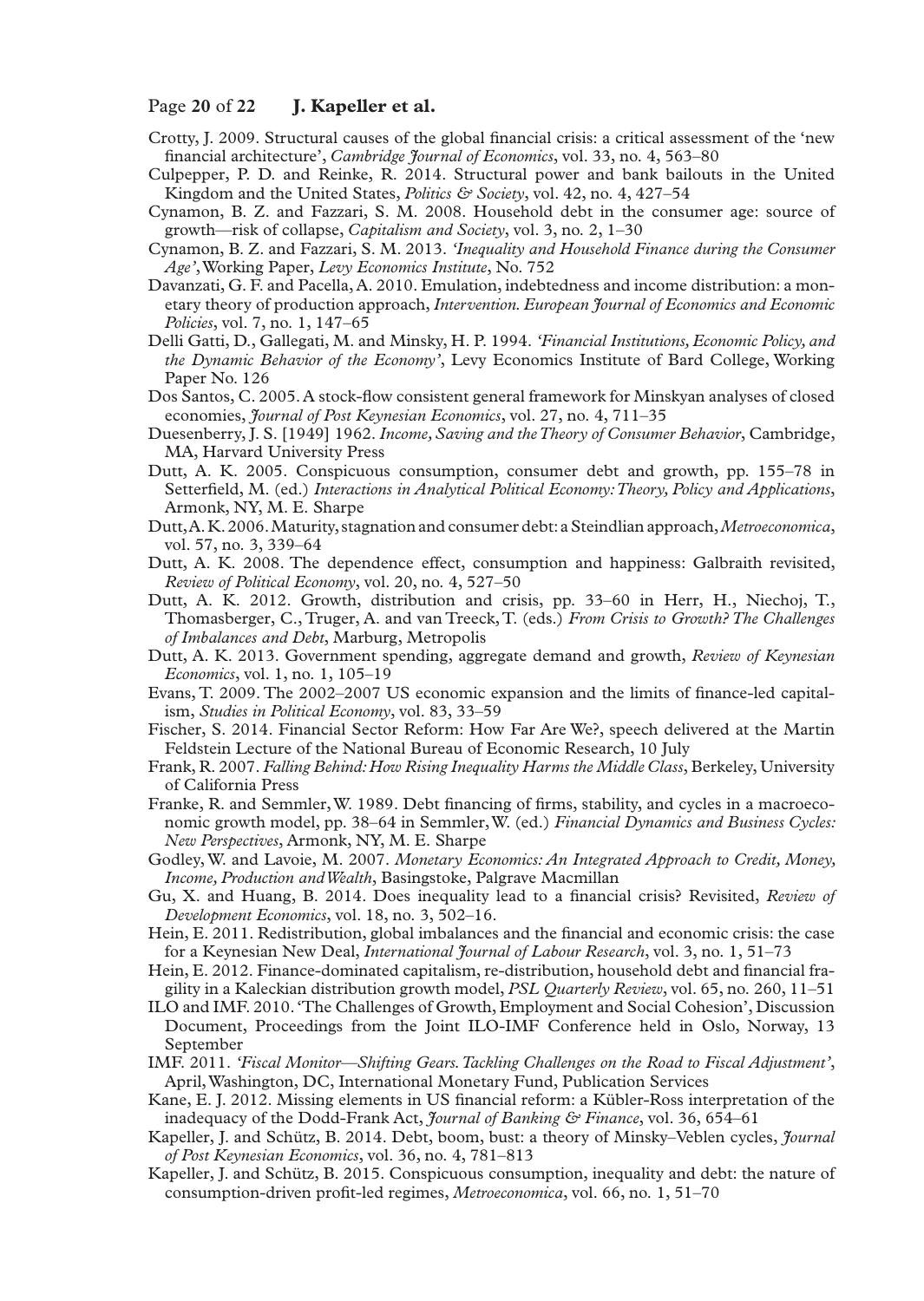Crotty, J. 2009. Structural causes of the global financial crisis: a critical assessment of the 'new financial architecture', *Cambridge Journal of Economics*, vol. 33, no. 4, 563–80

Culpepper, P. D. and Reinke, R. 2014. Structural power and bank bailouts in the United Kingdom and the United States, *Politics & Society*, vol. 42, no. 4, 427–54

Cynamon, B. Z. and Fazzari, S. M. 2008. Household debt in the consumer age: source of growth—risk of collapse, *Capitalism and Society*, vol. 3, no. 2, 1–30

Cynamon, B. Z. and Fazzari, S. M. 2013. *'Inequality and Household Finance during the Consumer Age'*, Working Paper, *Levy Economics Institute*, No. 752

Davanzati, G. F. and Pacella, A. 2010. Emulation, indebtedness and income distribution: a monetary theory of production approach, *Intervention. European Journal of Economics and Economic Policies*, vol. 7, no. 1, 147–65

Delli Gatti, D., Gallegati, M. and Minsky, H. P. 1994. *'Financial Institutions, Economic Policy, and the Dynamic Behavior of the Economy'*, Levy Economics Institute of Bard College, Working Paper No. 126

Dos Santos, C. 2005. A stock-flow consistent general framework for Minskyan analyses of closed economies, *Journal of Post Keynesian Economics*, vol. 27, no. 4, 711–35

Duesenberry, J. S. [1949] 1962. *Income, Saving and the Theory of Consumer Behavior*, Cambridge, MA, Harvard University Press

Dutt, A. K. 2005. Conspicuous consumption, consumer debt and growth, pp. 155–78 in Setterfield, M. (ed.) *Interactions in Analytical Political Economy: Theory, Policy and Applications*, Armonk, NY, M. E. Sharpe

Dutt, A. K. 2006. Maturity, stagnation and consumer debt: a Steindlian approach, *Metroeconomica*, vol. 57, no. 3, 339–64

Dutt, A. K. 2008. The dependence effect, consumption and happiness: Galbraith revisited, *Review of Political Economy*, vol. 20, no. 4, 527–50

Dutt, A. K. 2012. Growth, distribution and crisis, pp. 33–60 in Herr, H., Niechoj, T., Thomasberger, C., Truger, A. and van Treeck, T. (eds.) *From Crisis to Growth? The Challenges of Imbalances and Debt*, Marburg, Metropolis

Dutt, A. K. 2013. Government spending, aggregate demand and growth, *Review of Keynesian Economics*, vol. 1, no. 1, 105–19

Evans, T. 2009. The 2002–2007 US economic expansion and the limits of finance-led capitalism, *Studies in Political Economy*, vol. 83, 33–59

Fischer, S. 2014. Financial Sector Reform: How Far Are We?, speech delivered at the Martin Feldstein Lecture of the National Bureau of Economic Research, 10 July

Frank, R. 2007. *Falling Behind: How Rising Inequality Harms the Middle Class*, Berkeley, University of California Press

Franke, R. and Semmler, W. 1989. Debt financing of firms, stability, and cycles in a macroeconomic growth model, pp. 38–64 in Semmler, W. (ed.) *Financial Dynamics and Business Cycles: New Perspectives*, Armonk, NY, M. E. Sharpe

Godley, W. and Lavoie, M. 2007. *Monetary Economics: An Integrated Approach to Credit, Money, Income, Production and Wealth*, Basingstoke, Palgrave Macmillan

Gu, X. and Huang, B. 2014. Does inequality lead to a financial crisis? Revisited, *Review of Development Economics*, vol. 18, no. 3, 502–16.

Hein, E. 2011. Redistribution, global imbalances and the financial and economic crisis: the case for a Keynesian New Deal, *International Journal of Labour Research*, vol. 3, no. 1, 51–73

Hein, E. 2012. Finance-dominated capitalism, re-distribution, household debt and financial fragility in a Kaleckian distribution growth model, *PSL Quarterly Review*, vol. 65, no. 260, 11–51

ILO and IMF. 2010. 'The Challenges of Growth, Employment and Social Cohesion', Discussion Document, Proceedings from the Joint ILO-IMF Conference held in Oslo, Norway, 13 September

IMF. 2011. *'Fiscal Monitor—Shifting Gears. Tackling Challenges on the Road to Fiscal Adjustment'*, April, Washington, DC, International Monetary Fund, Publication Services

Kane, E. J. 2012. Missing elements in US financial reform: a Kübler-Ross interpretation of the inadequacy of the Dodd-Frank Act, *Journal of Banking & Finance*, vol. 36, 654–61

Kapeller, J. and Schütz, B. 2014. Debt, boom, bust: a theory of Minsky–Veblen cycles, *Journal of Post Keynesian Economics*, vol. 36, no. 4, 781–813

Kapeller, J. and Schütz, B. 2015. Conspicuous consumption, inequality and debt: the nature of consumption-driven profit-led regimes, *Metroeconomica*, vol. 66, no. 1, 51–70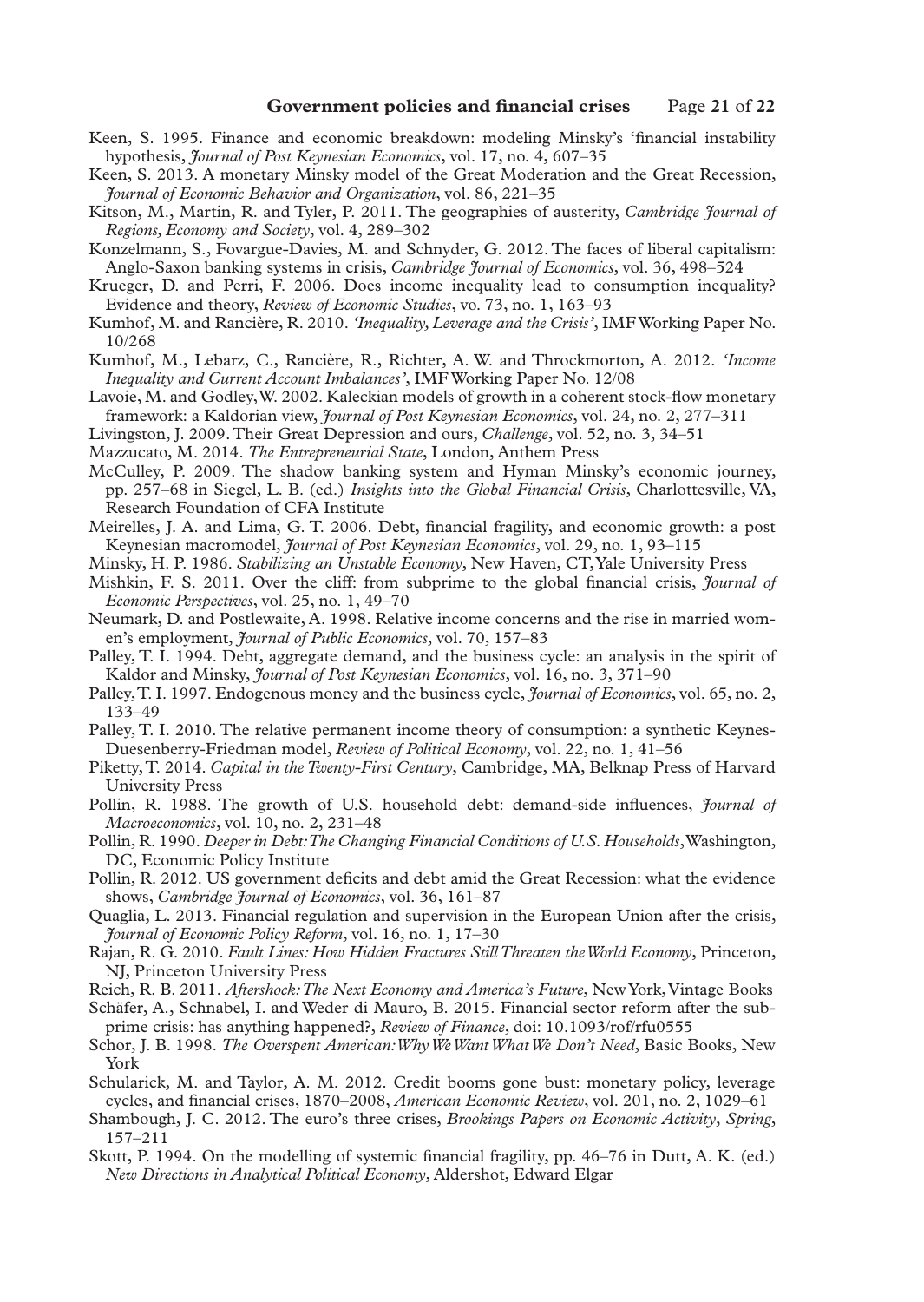Keen, S. 1995. Finance and economic breakdown: modeling Minsky's 'financial instability hypothesis, *Journal of Post Keynesian Economics*, vol. 17, no. 4, 607–35

Keen, S. 2013. A monetary Minsky model of the Great Moderation and the Great Recession, *Journal of Economic Behavior and Organization*, vol. 86, 221–35

Kitson, M., Martin, R. and Tyler, P. 2011. The geographies of austerity, *Cambridge Journal of Regions, Economy and Society*, vol. 4, 289–302

Konzelmann, S., Fovargue-Davies, M. and Schnyder, G. 2012. The faces of liberal capitalism: Anglo-Saxon banking systems in crisis, *Cambridge Journal of Economics*, vol. 36, 498–524

Krueger, D. and Perri, F. 2006. Does income inequality lead to consumption inequality? Evidence and theory, *Review of Economic Studies*, vo. 73, no. 1, 163–93

Kumhof, M. and Rancière, R. 2010. *'Inequality, Leverage and the Crisis'*, IMF Working Paper No. 10/268

Kumhof, M., Lebarz, C., Rancière, R., Richter, A. W. and Throckmorton, A. 2012. *'Income Inequality and Current Account Imbalances'*, IMF Working Paper No. 12/08

Lavoie, M. and Godley, W. 2002. Kaleckian models of growth in a coherent stock-flow monetary framework: a Kaldorian view, *Journal of Post Keynesian Economics*, vol. 24, no. 2, 277–311

Livingston, J. 2009. Their Great Depression and ours, *Challenge*, vol. 52, no. 3, 34–51

Mazzucato, M. 2014. *The Entrepreneurial State*, London, Anthem Press

McCulley, P. 2009. The shadow banking system and Hyman Minsky's economic journey, pp. 257–68 in Siegel, L. B. (ed.) *Insights into the Global Financial Crisis*, Charlottesville, VA, Research Foundation of CFA Institute

Meirelles, J. A. and Lima, G. T. 2006. Debt, financial fragility, and economic growth: a post Keynesian macromodel, *Journal of Post Keynesian Economics*, vol. 29, no. 1, 93–115

Minsky, H. P. 1986. *Stabilizing an Unstable Economy*, New Haven, CT, Yale University Press

Mishkin, F. S. 2011. Over the cliff: from subprime to the global financial crisis, *Journal of Economic Perspectives*, vol. 25, no. 1, 49–70

Neumark, D. and Postlewaite, A. 1998. Relative income concerns and the rise in married women's employment, *Journal of Public Economics*, vol. 70, 157–83

Palley, T. I. 1994. Debt, aggregate demand, and the business cycle: an analysis in the spirit of Kaldor and Minsky, *Journal of Post Keynesian Economics*, vol. 16, no. 3, 371–90

Palley, T. I. 1997. Endogenous money and the business cycle, *Journal of Economics*, vol. 65, no. 2, 133–49

Palley, T. I. 2010. The relative permanent income theory of consumption: a synthetic Keynes-Duesenberry-Friedman model, *Review of Political Economy*, vol. 22, no. 1, 41–56

Piketty, T. 2014. *Capital in the Twenty-First Century*, Cambridge, MA, Belknap Press of Harvard University Press

Pollin, R. 1988. The growth of U.S. household debt: demand-side influences, *Journal of Macroeconomics*, vol. 10, no. 2, 231–48

Pollin, R. 1990. *Deeper in Debt: The Changing Financial Conditions of U.S. Households*, Washington, DC, Economic Policy Institute

Pollin, R. 2012. US government deficits and debt amid the Great Recession: what the evidence shows, *Cambridge Journal of Economics*, vol. 36, 161–87

Quaglia, L. 2013. Financial regulation and supervision in the European Union after the crisis, *Journal of Economic Policy Reform*, vol. 16, no. 1, 17–30

Rajan, R. G. 2010. *Fault Lines: How Hidden Fractures Still Threaten the World Economy*, Princeton, NJ, Princeton University Press

Reich, R. B. 2011. *Aftershock: The Next Economy and America's Future*, New York, Vintage Books

Schäfer, A., Schnabel, I. and Weder di Mauro, B. 2015. Financial sector reform after the subprime crisis: has anything happened?, *Review of Finance*, doi: 10.1093/rof/rfu0555

Schor, J. B. 1998. *The Overspent American: Why We Want What We Don't Need*, Basic Books, New York

Schularick, M. and Taylor, A. M. 2012. Credit booms gone bust: monetary policy, leverage cycles, and financial crises, 1870–2008, *American Economic Review*, vol. 201, no. 2, 1029–61

Shambough, J. C. 2012. The euro's three crises, *Brookings Papers on Economic Activity*, *Spring*, 157–211

Skott, P. 1994. On the modelling of systemic financial fragility, pp. 46–76 in Dutt, A. K. (ed.) *New Directions in Analytical Political Economy*, Aldershot, Edward Elgar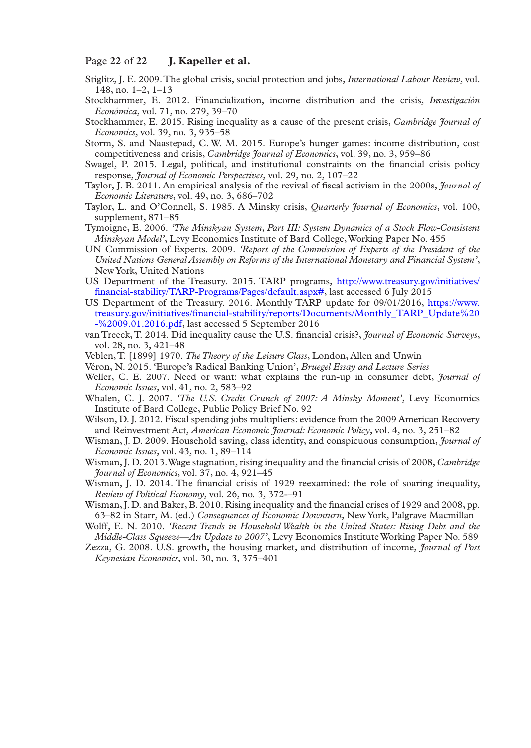Stiglitz, J. E. 2009. The global crisis, social protection and jobs, *International Labour Review*, vol. 148, no. 1–2, 1–13

Stockhammer, E. 2012. Financialization, income distribution and the crisis, *Investigación Económica*, vol. 71, no. 279, 39–70

Stockhammer, E. 2015. Rising inequality as a cause of the present crisis, *Cambridge Journal of Economics*, vol. 39, no. 3, 935–58

Storm, S. and Naastepad, C. W. M. 2015. Europe's hunger games: income distribution, cost competitiveness and crisis, *Cambridge Journal of Economics*, vol. 39, no. 3, 959–86

Swagel, P. 2015. Legal, political, and institutional constraints on the financial crisis policy response, *Journal of Economic Perspectives*, vol. 29, no. 2, 107–22

Taylor, J. B. 2011. An empirical analysis of the revival of fiscal activism in the 2000s, *Journal of Economic Literature*, vol. 49, no. 3, 686–702

Taylor, L. and O'Connell, S. 1985. A Minsky crisis, *Quarterly Journal of Economics*, vol. 100, supplement, 871–85

Tymoigne, E. 2006. *'The Minskyan System, Part III: System Dynamics of a Stock Flow-Consistent Minskyan Model'*, Levy Economics Institute of Bard College, Working Paper No. 455

UN Commission of Experts. 2009. *'Report of the Commission of Experts of the President of the United Nations General Assembly on Reforms of the International Monetary and Financial System'*, New York, United Nations

US Department of the Treasury. 2015. TARP programs, http://www.treasury.gov/initiatives/financial-stability/TARP-Programs/Pages/default.aspx#, last accessed 6 July 2015

US Department of the Treasury. 2016. Monthly TARP update for 09/01/2016, https://www.treasury.gov/initiatives/financial-stability/reports/Documents/Monthly_TARP_Update%20-%2009.01.2016.pdf, last accessed 5 September 2016

van Treeck, T. 2014. Did inequality cause the U.S. financial crisis?, *Journal of Economic Surveys*, vol. 28, no. 3, 421–48

Veblen, T. [1899] 1970. *The Theory of the Leisure Class*, London, Allen and Unwin

Véron, N. 2015. 'Europe's Radical Banking Union', *Bruegel Essay and Lecture Series*

Weller, C. E. 2007. Need or want: what explains the run-up in consumer debt, *Journal of Economic Issues*, vol. 41, no. 2, 583–92

Whalen, C. J. 2007. *'The U.S. Credit Crunch of 2007: A Minsky Moment'*, Levy Economics Institute of Bard College, Public Policy Brief No. 92

Wilson, D. J. 2012. Fiscal spending jobs multipliers: evidence from the 2009 American Recovery and Reinvestment Act, *American Economic Journal: Economic Policy*, vol. 4, no. 3, 251–82

Wisman, J. D. 2009. Household saving, class identity, and conspicuous consumption, *Journal of Economic Issues*, vol. 43, no. 1, 89–114

Wisman, J. D. 2013. Wage stagnation, rising inequality and the financial crisis of 2008, *Cambridge Journal of Economics*, vol. 37, no. 4, 921–45

Wisman, J. D. 2014. The financial crisis of 1929 reexamined: the role of soaring inequality, *Review of Political Economy*, vol. 26, no. 3, 372–-91

Wisman, J. D. and Baker, B. 2010. Rising inequality and the financial crises of 1929 and 2008, pp. 63–82 in Starr, M. (ed.) *Consequences of Economic Downturn*, New York, Palgrave Macmillan

Wolff, E. N. 2010. *'Recent Trends in Household Wealth in the United States: Rising Debt and the Middle-Class Squeeze—An Update to 2007'*, Levy Economics Institute Working Paper No. 589

Zezza, G. 2008. U.S. growth, the housing market, and distribution of income, *Journal of Post Keynesian Economics*, vol. 30, no. 3, 375–401